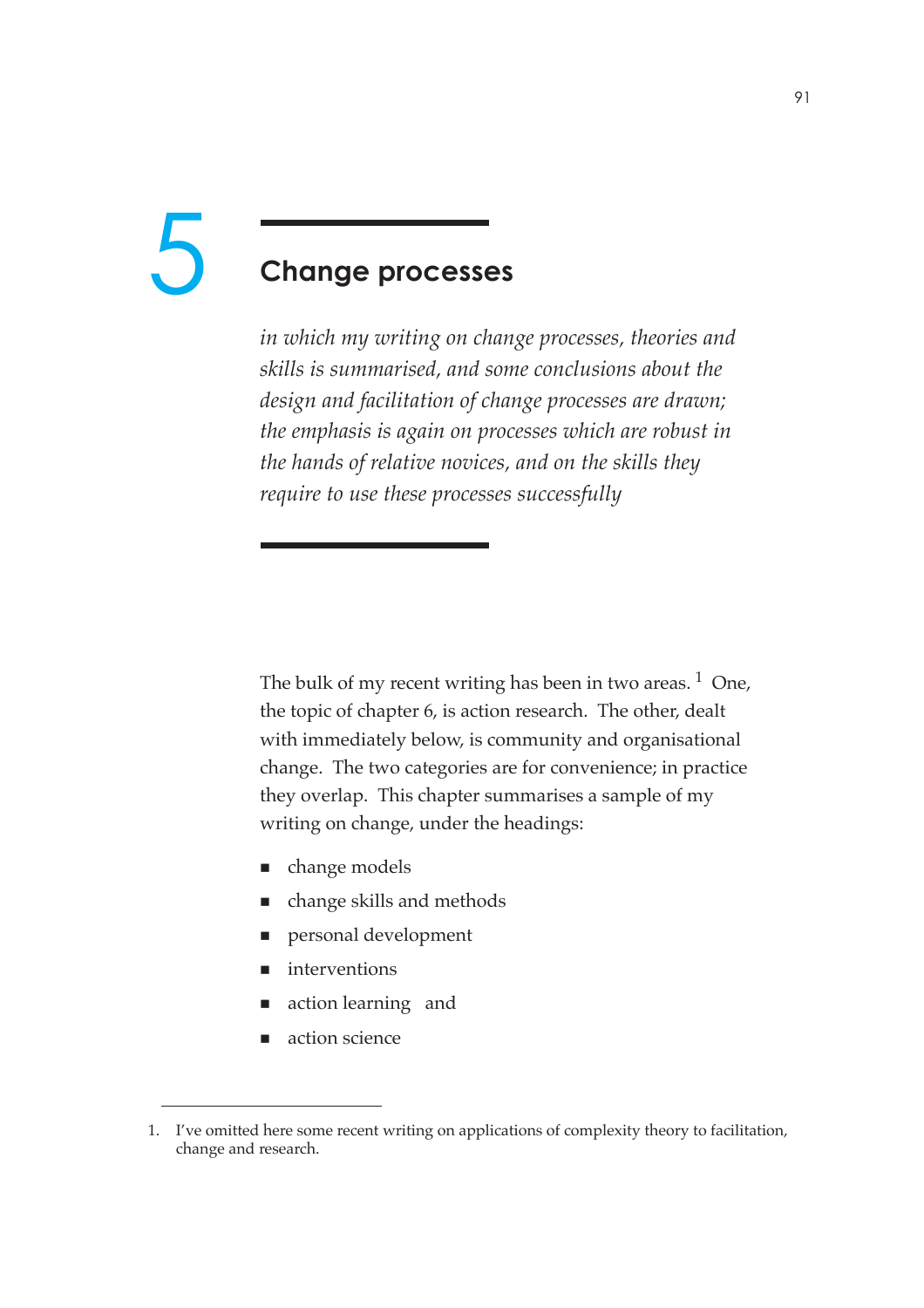# 5 Change processes

*in which my writing on change processes, theories and skills is summarised, and some conclusions about the design and facilitation of change processes are drawn; the emphasis is again on processes which are robust in the hands of relative novices, and on the skills they require to use these processes successfully*

The bulk of my recent writing has been in two areas. [1] One, the topic of chapter 6, is action research. The other, dealt with immediately below, is community and organisational change. The two categories are for convenience; in practice they overlap. This chapter summarises a sample of my writing on change, under the headings:

- change models
- change skills and methods
- personal development
- interventions
- action learning and
- action science

1. I've omitted here some recent writing on applications of complexity theory to facilitation, change and research.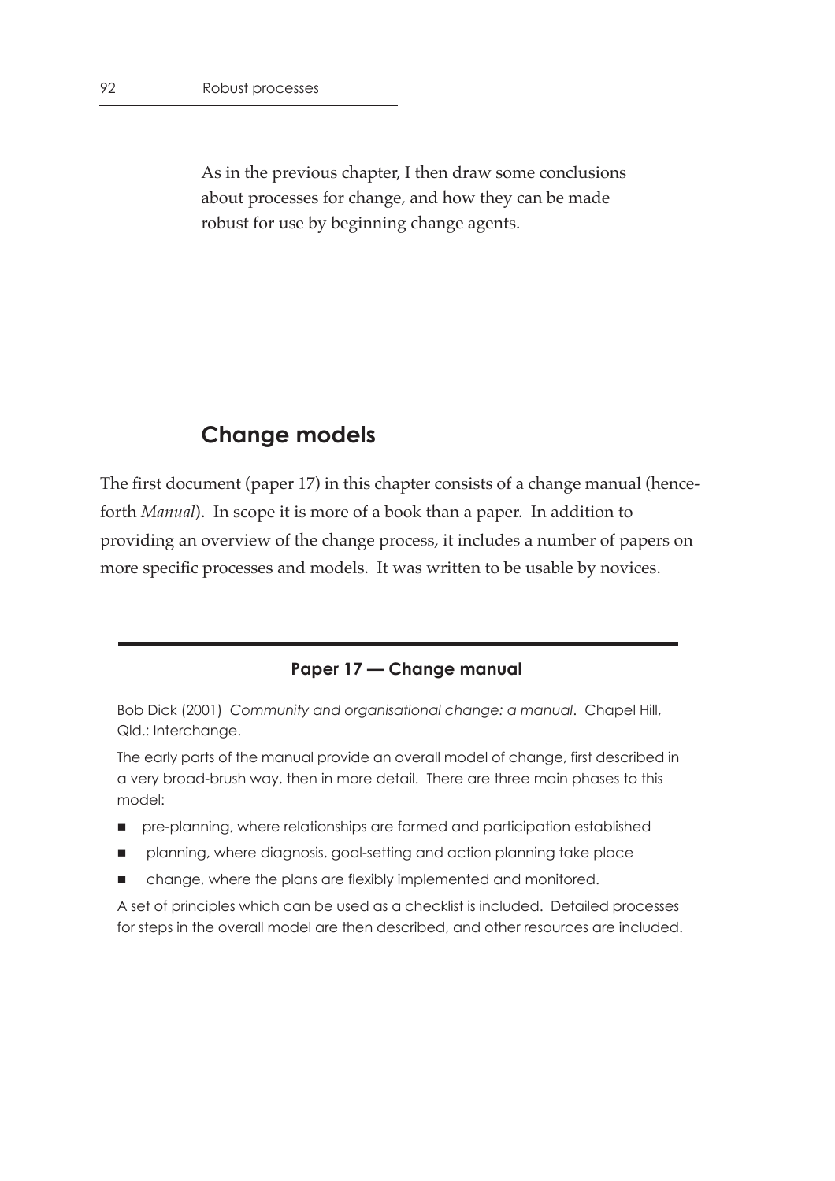As in the previous chapter, I then draw some conclusions about processes for change, and how they can be made robust for use by beginning change agents.

## Change models

The first document (paper 17) in this chapter consists of a change manual (henceforth *Manual*). In scope it is more of a book than a paper. In addition to providing an overview of the change process, it includes a number of papers on more specific processes and models. It was written to be usable by novices.

---

### Paper 17 — Change manual

Bob Dick (2001) *Community and organisational change: a manual*. Chapel Hill, Qld.: Interchange.

The early parts of the manual provide an overall model of change, first described in a very broad-brush way, then in more detail. There are three main phases to this model:

- pre-planning, where relationships are formed and participation established
- planning, where diagnosis, goal-setting and action planning take place
- change, where the plans are flexibly implemented and monitored.

A set of principles which can be used as a checklist is included. Detailed processes for steps in the overall model are then described, and other resources are included.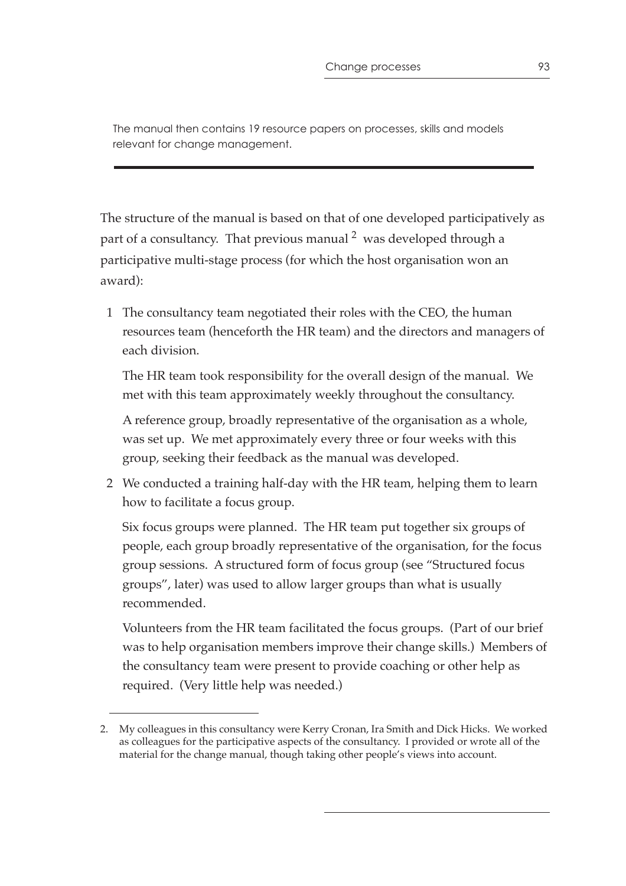The manual then contains 19 resource papers on processes, skills and models relevant for change management.

---

The structure of the manual is based on that of one developed participatively as part of a consultancy. That previous manual [2] was developed through a participative multi-stage process (for which the host organisation won an award):

1. The consultancy team negotiated their roles with the CEO, the human resources team (henceforth the HR team) and the directors and managers of each division.

   The HR team took responsibility for the overall design of the manual. We met with this team approximately weekly throughout the consultancy.

   A reference group, broadly representative of the organisation as a whole, was set up. We met approximately every three or four weeks with this group, seeking their feedback as the manual was developed.

2. We conducted a training half-day with the HR team, helping them to learn how to facilitate a focus group.

   Six focus groups were planned. The HR team put together six groups of people, each group broadly representative of the organisation, for the focus group sessions. A structured form of focus group (see "Structured focus groups", later) was used to allow larger groups than what is usually recommended.

   Volunteers from the HR team facilitated the focus groups. (Part of our brief was to help organisation members improve their change skills.) Members of the consultancy team were present to provide coaching or other help as required. (Very little help was needed.)

---

2. My colleagues in this consultancy were Kerry Cronan, Ira Smith and Dick Hicks. We worked as colleagues for the participative aspects of the consultancy. I provided or wrote all of the material for the change manual, though taking other people's views into account.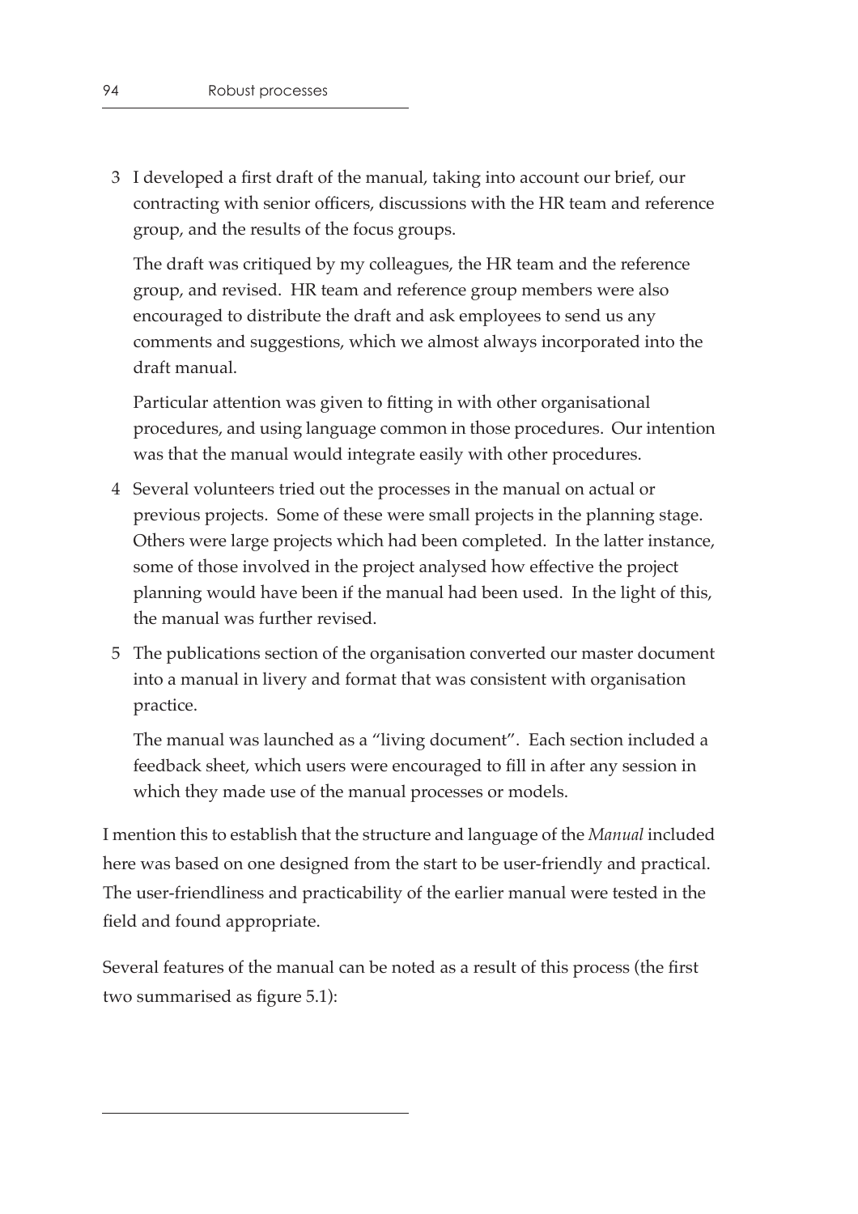3. I developed a first draft of the manual, taking into account our brief, our contracting with senior officers, discussions with the HR team and reference group, and the results of the focus groups.

   The draft was critiqued by my colleagues, the HR team and the reference group, and revised. HR team and reference group members were also encouraged to distribute the draft and ask employees to send us any comments and suggestions, which we almost always incorporated into the draft manual.

   Particular attention was given to fitting in with other organisational procedures, and using language common in those procedures. Our intention was that the manual would integrate easily with other procedures.

4. Several volunteers tried out the processes in the manual on actual or previous projects. Some of these were small projects in the planning stage. Others were large projects which had been completed. In the latter instance, some of those involved in the project analysed how effective the project planning would have been if the manual had been used. In the light of this, the manual was further revised.

5. The publications section of the organisation converted our master document into a manual in livery and format that was consistent with organisation practice.

   The manual was launched as a "living document". Each section included a feedback sheet, which users were encouraged to fill in after any session in which they made use of the manual processes or models.

I mention this to establish that the structure and language of the *Manual* included here was based on one designed from the start to be user-friendly and practical. The user-friendliness and practicability of the earlier manual were tested in the field and found appropriate.

Several features of the manual can be noted as a result of this process (the first two summarised as figure 5.1):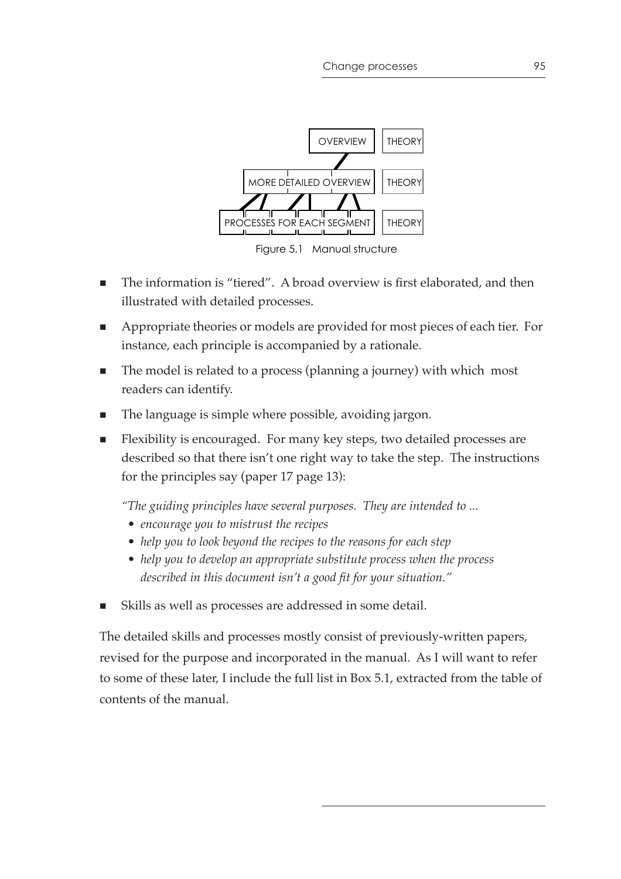OVERVIEW | THEORY

MORE DETAILED OVERVIEW | THEORY

PROCESSES FOR EACH SEGMENT | THEORY

Figure 5.1 Manual structure

- The information is "tiered". A broad overview is first elaborated, and then illustrated with detailed processes.
- Appropriate theories or models are provided for most pieces of each tier. For instance, each principle is accompanied by a rationale.
- The model is related to a process (planning a journey) with which most readers can identify.
- The language is simple where possible, avoiding jargon.
- Flexibility is encouraged. For many key steps, two detailed processes are described so that there isn't one right way to take the step. The instructions for the principles say (paper 17 page 13):

  *"The guiding principles have several purposes. They are intended to ...*
  - *encourage you to mistrust the recipes*
  - *help you to look beyond the recipes to the reasons for each step*
  - *help you to develop an appropriate substitute process when the process described in this document isn't a good fit for your situation."*

- Skills as well as processes are addressed in some detail.

The detailed skills and processes mostly consist of previously-written papers, revised for the purpose and incorporated in the manual. As I will want to refer to some of these later, I include the full list in Box 5.1, extracted from the table of contents of the manual.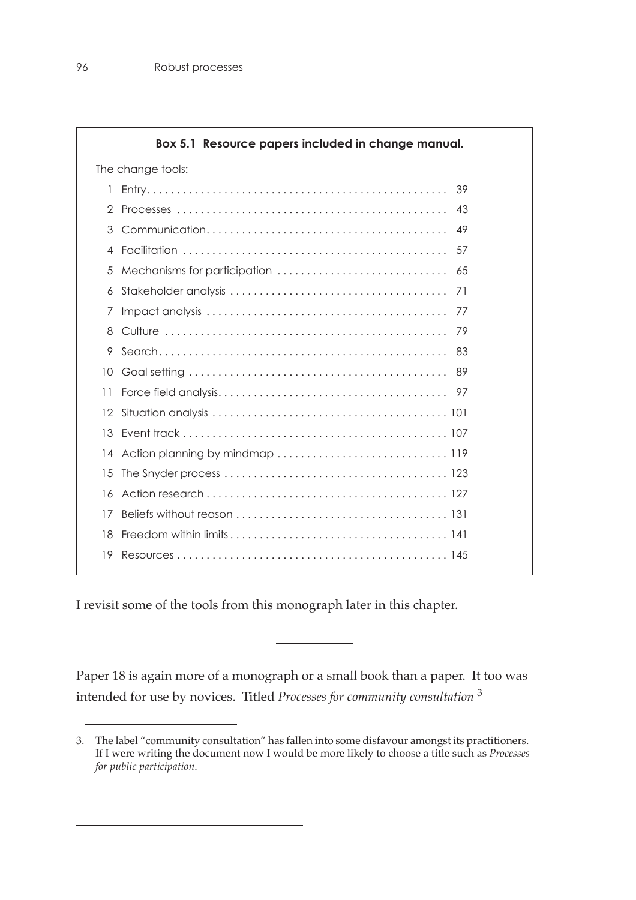**Box 5.1 Resource papers included in change manual.**

The change tools:

| | | |
|---|---|---|
| 1 | Entry | 39 |
| 2 | Processes | 43 |
| 3 | Communication | 49 |
| 4 | Facilitation | 57 |
| 5 | Mechanisms for participation | 65 |
| 6 | Stakeholder analysis | 71 |
| 7 | Impact analysis | 77 |
| 8 | Culture | 79 |
| 9 | Search | 83 |
| 10 | Goal setting | 89 |
| 11 | Force field analysis | 97 |
| 12 | Situation analysis | 101 |
| 13 | Event track | 107 |
| 14 | Action planning by mindmap | 119 |
| 15 | The Snyder process | 123 |
| 16 | Action research | 127 |
| 17 | Beliefs without reason | 131 |
| 18 | Freedom within limits | 141 |
| 19 | Resources | 145 |

I revisit some of the tools from this monograph later in this chapter.

---

Paper 18 is again more of a monograph or a small book than a paper. It too was intended for use by novices. Titled *Processes for community consultation* [3]

3. The label "community consultation" has fallen into some disfavour amongst its practitioners. If I were writing the document now I would be more likely to choose a title such as *Processes for public participation*.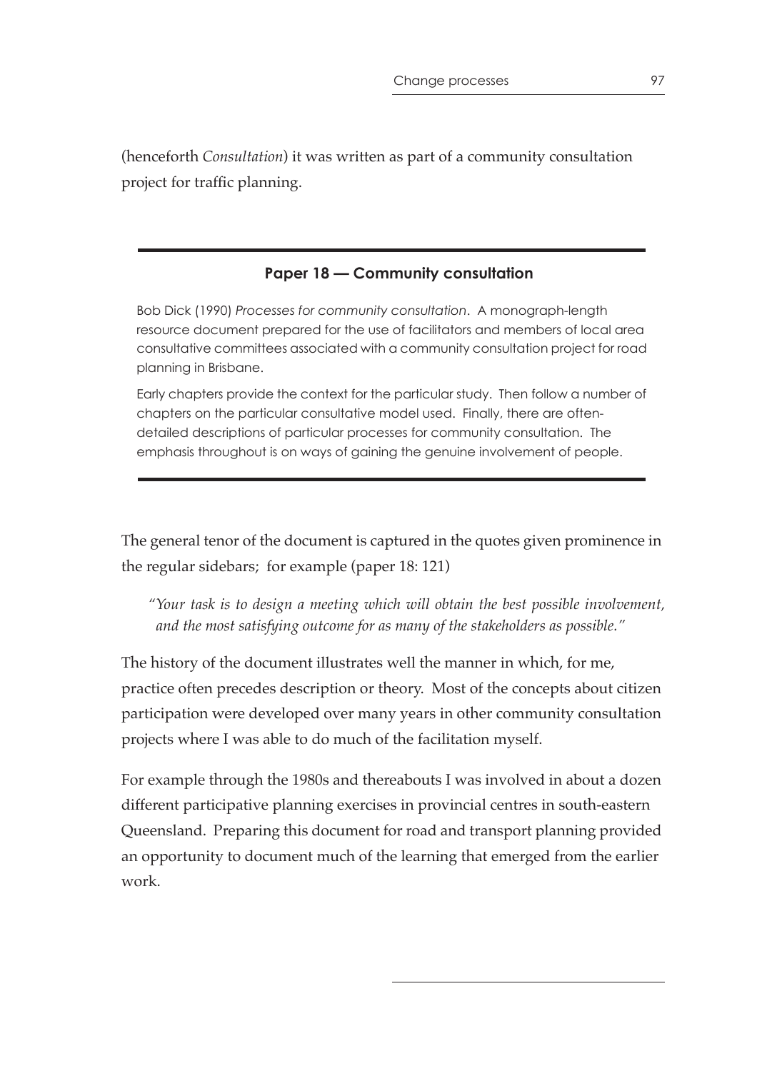(henceforth *Consultation*) it was written as part of a community consultation project for traffic planning.

---

**Paper 18 — Community consultation**

Bob Dick (1990) *Processes for community consultation*. A monograph-length resource document prepared for the use of facilitators and members of local area consultative committees associated with a community consultation project for road planning in Brisbane.

Early chapters provide the context for the particular study. Then follow a number of chapters on the particular consultative model used. Finally, there are often-detailed descriptions of particular processes for community consultation. The emphasis throughout is on ways of gaining the genuine involvement of people.

---

The general tenor of the document is captured in the quotes given prominence in the regular sidebars; for example (paper 18: 121)

> *"Your task is to design a meeting which will obtain the best possible involvement, and the most satisfying outcome for as many of the stakeholders as possible."*

The history of the document illustrates well the manner in which, for me, practice often precedes description or theory. Most of the concepts about citizen participation were developed over many years in other community consultation projects where I was able to do much of the facilitation myself.

For example through the 1980s and thereabouts I was involved in about a dozen different participative planning exercises in provincial centres in south-eastern Queensland. Preparing this document for road and transport planning provided an opportunity to document much of the learning that emerged from the earlier work.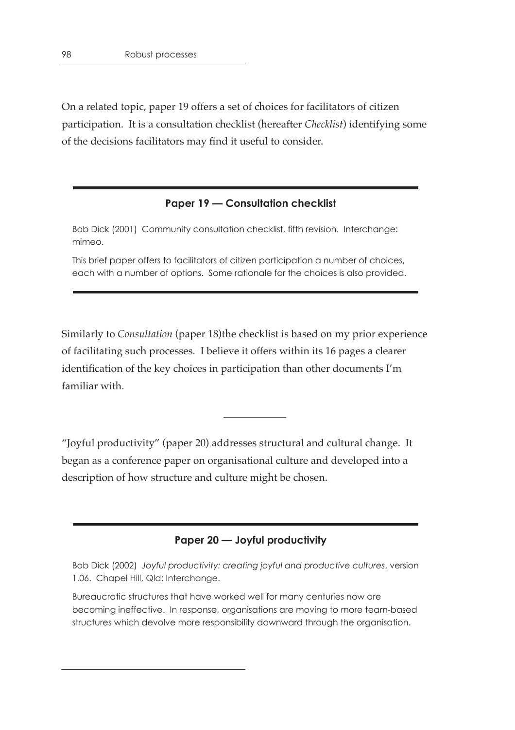On a related topic, paper 19 offers a set of choices for facilitators of citizen participation. It is a consultation checklist (hereafter *Checklist*) identifying some of the decisions facilitators may find it useful to consider.

---

**Paper 19 — Consultation checklist**

Bob Dick (2001) Community consultation checklist, fifth revision. Interchange: mimeo.

This brief paper offers to facilitators of citizen participation a number of choices, each with a number of options. Some rationale for the choices is also provided.

---

Similarly to *Consultation* (paper 18)the checklist is based on my prior experience of facilitating such processes. I believe it offers within its 16 pages a clearer identification of the key choices in participation than other documents I'm familiar with.

---

"Joyful productivity" (paper 20) addresses structural and cultural change. It began as a conference paper on organisational culture and developed into a description of how structure and culture might be chosen.

---

**Paper 20 — Joyful productivity**

Bob Dick (2002) *Joyful productivity: creating joyful and productive cultures*, version 1.06. Chapel Hill, Qld: Interchange.

Bureaucratic structures that have worked well for many centuries now are becoming ineffective. In response, organisations are moving to more team-based structures which devolve more responsibility downward through the organisation.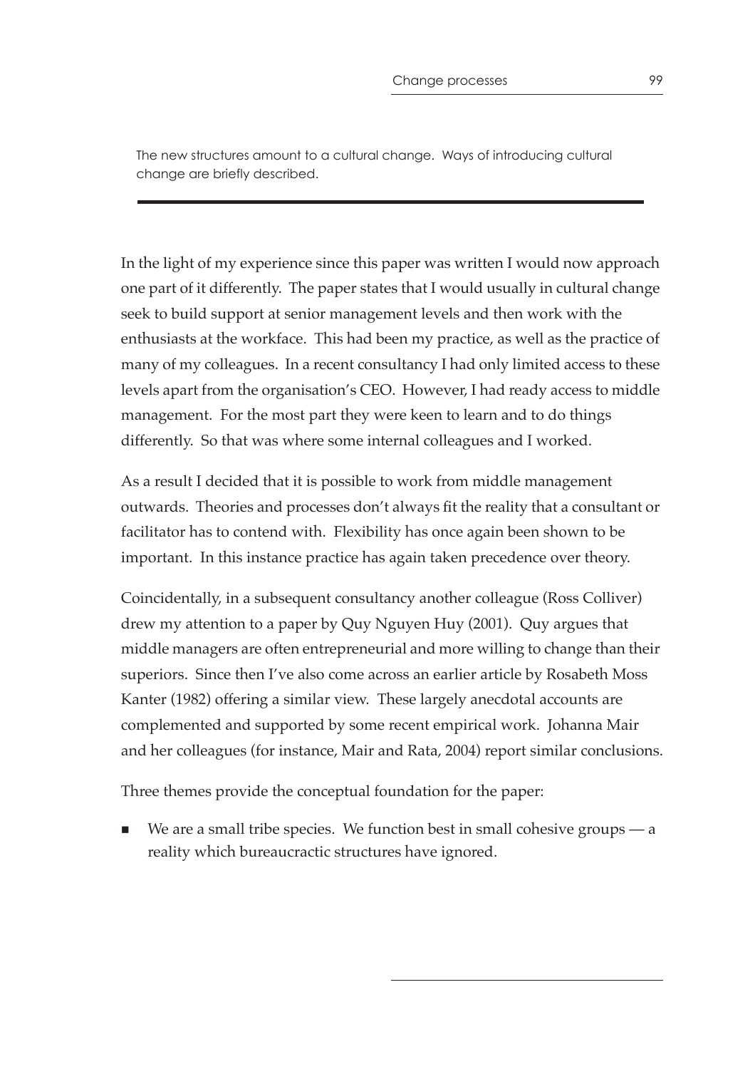The new structures amount to a cultural change. Ways of introducing cultural change are briefly described.

---

In the light of my experience since this paper was written I would now approach one part of it differently. The paper states that I would usually in cultural change seek to build support at senior management levels and then work with the enthusiasts at the workface. This had been my practice, as well as the practice of many of my colleagues. In a recent consultancy I had only limited access to these levels apart from the organisation's CEO. However, I had ready access to middle management. For the most part they were keen to learn and to do things differently. So that was where some internal colleagues and I worked.

As a result I decided that it is possible to work from middle management outwards. Theories and processes don't always fit the reality that a consultant or facilitator has to contend with. Flexibility has once again been shown to be important. In this instance practice has again taken precedence over theory.

Coincidentally, in a subsequent consultancy another colleague (Ross Colliver) drew my attention to a paper by Quy Nguyen Huy (2001). Quy argues that middle managers are often entrepreneurial and more willing to change than their superiors. Since then I've also come across an earlier article by Rosabeth Moss Kanter (1982) offering a similar view. These largely anecdotal accounts are complemented and supported by some recent empirical work. Johanna Mair and her colleagues (for instance, Mair and Rata, 2004) report similar conclusions.

Three themes provide the conceptual foundation for the paper:

- We are a small tribe species. We function best in small cohesive groups — a reality which bureaucractic structures have ignored.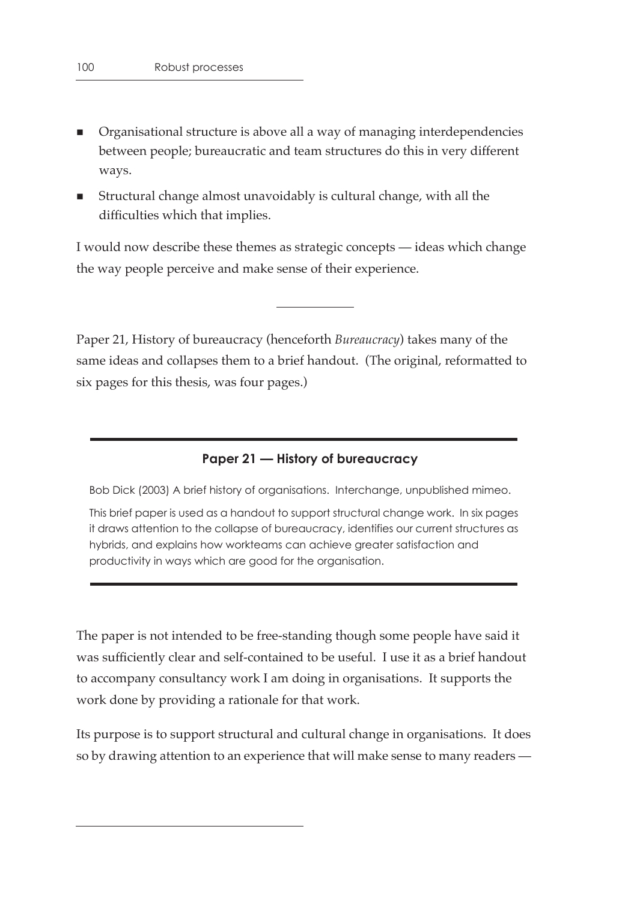- Organisational structure is above all a way of managing interdependencies between people; bureaucratic and team structures do this in very different ways.
- Structural change almost unavoidably is cultural change, with all the difficulties which that implies.

I would now describe these themes as strategic concepts — ideas which change the way people perceive and make sense of their experience.

---

Paper 21, History of bureaucracy (henceforth *Bureaucracy*) takes many of the same ideas and collapses them to a brief handout. (The original, reformatted to six pages for this thesis, was four pages.)

---

**Paper 21 — History of bureaucracy**

Bob Dick (2003) A brief history of organisations. Interchange, unpublished mimeo.

This brief paper is used as a handout to support structural change work. In six pages it draws attention to the collapse of bureaucracy, identifies our current structures as hybrids, and explains how workteams can achieve greater satisfaction and productivity in ways which are good for the organisation.

---

The paper is not intended to be free-standing though some people have said it was sufficiently clear and self-contained to be useful. I use it as a brief handout to accompany consultancy work I am doing in organisations. It supports the work done by providing a rationale for that work.

Its purpose is to support structural and cultural change in organisations. It does so by drawing attention to an experience that will make sense to many readers —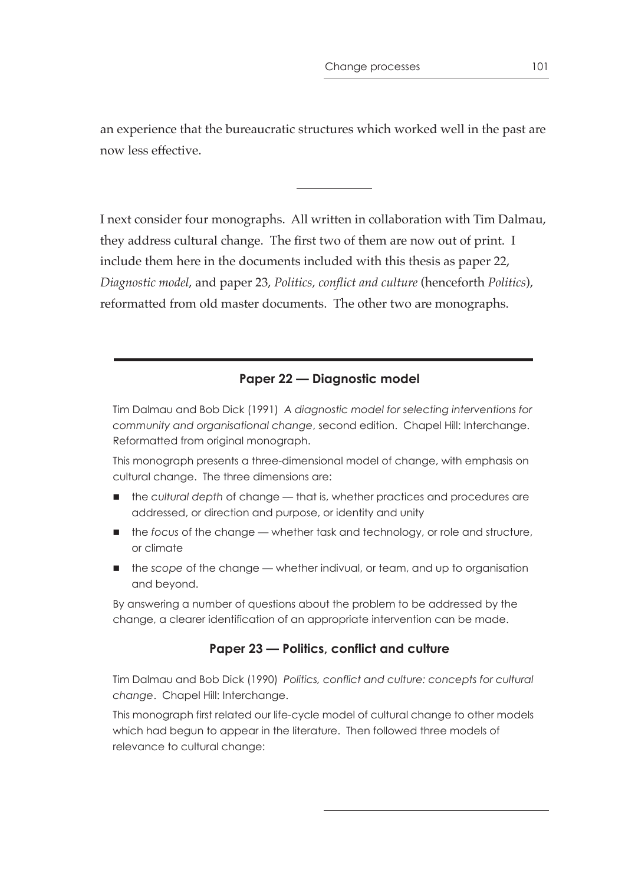an experience that the bureaucratic structures which worked well in the past are now less effective.

---

I next consider four monographs. All written in collaboration with Tim Dalmau, they address cultural change. The first two of them are now out of print. I include them here in the documents included with this thesis as paper 22, *Diagnostic model*, and paper 23, *Politics, conflict and culture* (henceforth *Politics*), reformatted from old master documents. The other two are monographs.

---

### Paper 22 — Diagnostic model

Tim Dalmau and Bob Dick (1991) *A diagnostic model for selecting interventions for community and organisational change*, second edition. Chapel Hill: Interchange. Reformatted from original monograph.

This monograph presents a three-dimensional model of change, with emphasis on cultural change. The three dimensions are:

- the *cultural depth* of change — that is, whether practices and procedures are addressed, or direction and purpose, or identity and unity
- the *focus* of the change — whether task and technology, or role and structure, or climate
- the *scope* of the change — whether indivual, or team, and up to organisation and beyond.

By answering a number of questions about the problem to be addressed by the change, a clearer identification of an appropriate intervention can be made.

### Paper 23 — Politics, conflict and culture

Tim Dalmau and Bob Dick (1990) *Politics, conflict and culture: concepts for cultural change*. Chapel Hill: Interchange.

This monograph first related our life-cycle model of cultural change to other models which had begun to appear in the literature. Then followed three models of relevance to cultural change: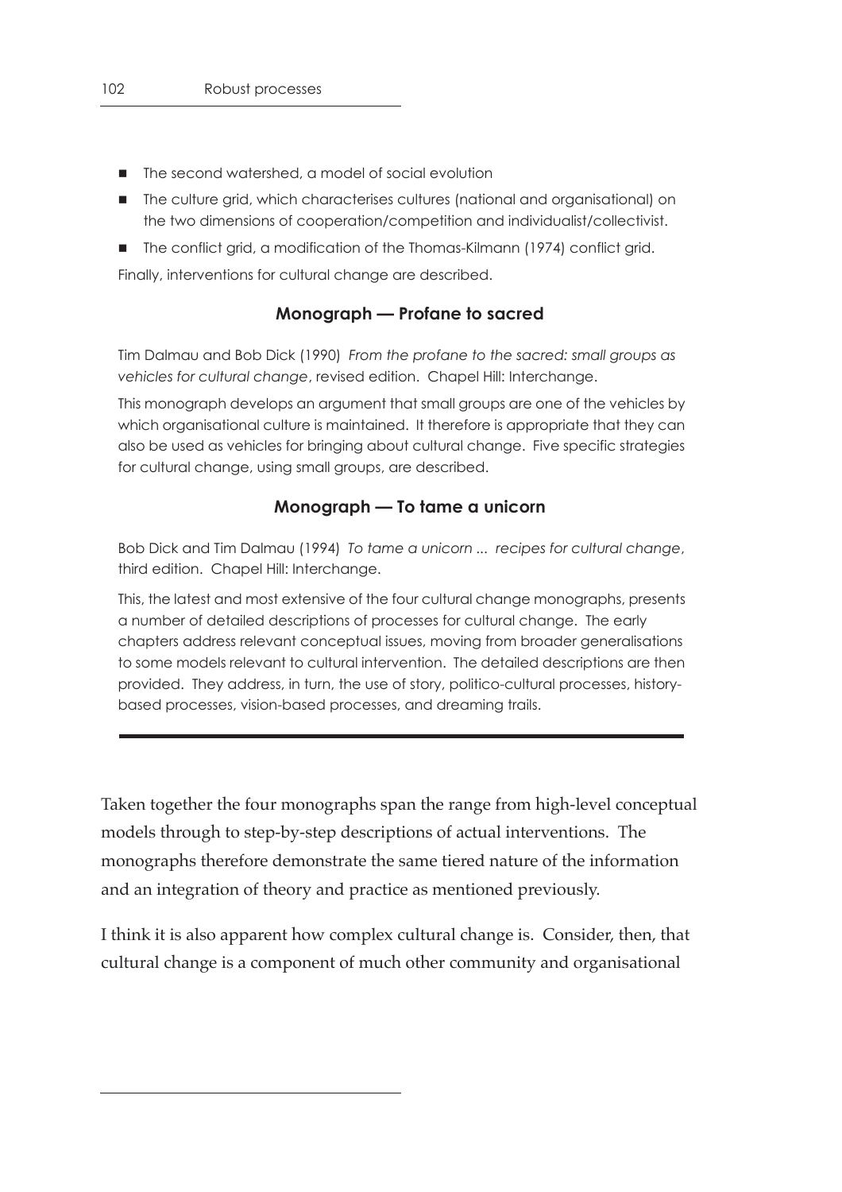- The second watershed, a model of social evolution
- The culture grid, which characterises cultures (national and organisational) on the two dimensions of cooperation/competition and individualist/collectivist.
- The conflict grid, a modification of the Thomas-Kilmann (1974) conflict grid.

Finally, interventions for cultural change are described.

### Monograph — Profane to sacred

Tim Dalmau and Bob Dick (1990) *From the profane to the sacred: small groups as vehicles for cultural change*, revised edition. Chapel Hill: Interchange.

This monograph develops an argument that small groups are one of the vehicles by which organisational culture is maintained. It therefore is appropriate that they can also be used as vehicles for bringing about cultural change. Five specific strategies for cultural change, using small groups, are described.

### Monograph — To tame a unicorn

Bob Dick and Tim Dalmau (1994) *To tame a unicorn ... recipes for cultural change*, third edition. Chapel Hill: Interchange.

This, the latest and most extensive of the four cultural change monographs, presents a number of detailed descriptions of processes for cultural change. The early chapters address relevant conceptual issues, moving from broader generalisations to some models relevant to cultural intervention. The detailed descriptions are then provided. They address, in turn, the use of story, politico-cultural processes, history-based processes, vision-based processes, and dreaming trails.

---

Taken together the four monographs span the range from high-level conceptual models through to step-by-step descriptions of actual interventions. The monographs therefore demonstrate the same tiered nature of the information and an integration of theory and practice as mentioned previously.

I think it is also apparent how complex cultural change is. Consider, then, that cultural change is a component of much other community and organisational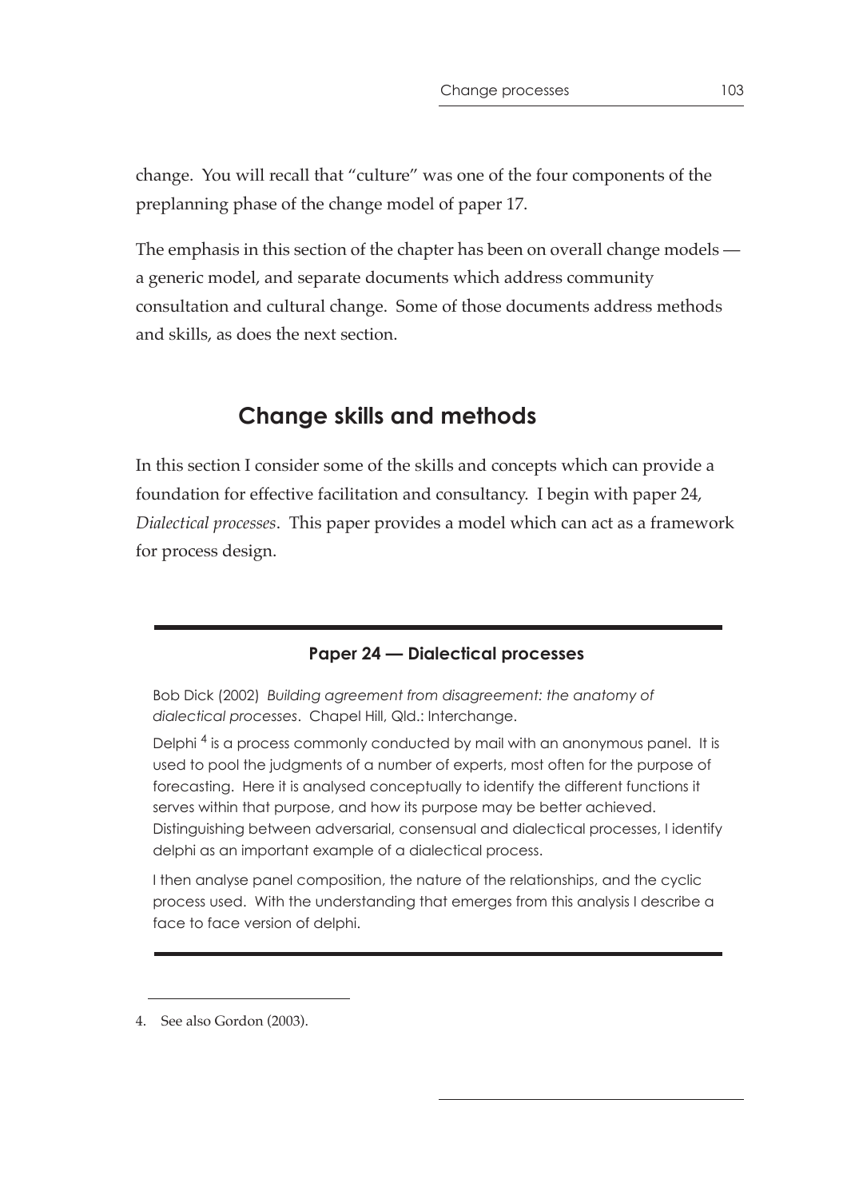change. You will recall that "culture" was one of the four components of the preplanning phase of the change model of paper 17.

The emphasis in this section of the chapter has been on overall change models — a generic model, and separate documents which address community consultation and cultural change. Some of those documents address methods and skills, as does the next section.

## Change skills and methods

In this section I consider some of the skills and concepts which can provide a foundation for effective facilitation and consultancy. I begin with paper 24, *Dialectical processes*. This paper provides a model which can act as a framework for process design.

---

### Paper 24 — Dialectical processes

Bob Dick (2002) *Building agreement from disagreement: the anatomy of dialectical processes*. Chapel Hill, Qld.: Interchange.

Delphi [4] is a process commonly conducted by mail with an anonymous panel. It is used to pool the judgments of a number of experts, most often for the purpose of forecasting. Here it is analysed conceptually to identify the different functions it serves within that purpose, and how its purpose may be better achieved. Distinguishing between adversarial, consensual and dialectical processes, I identify delphi as an important example of a dialectical process.

I then analyse panel composition, the nature of the relationships, and the cyclic process used. With the understanding that emerges from this analysis I describe a face to face version of delphi.

---

4. See also Gordon (2003).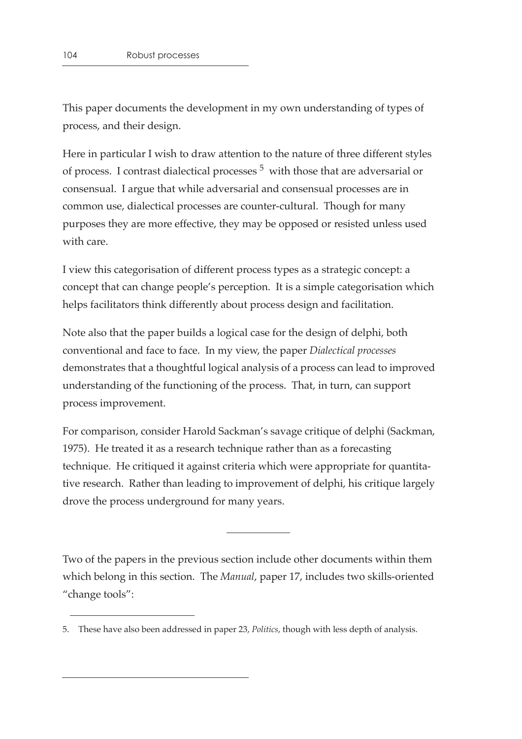This paper documents the development in my own understanding of types of process, and their design.

Here in particular I wish to draw attention to the nature of three different styles of process. I contrast dialectical processes [5] with those that are adversarial or consensual. I argue that while adversarial and consensual processes are in common use, dialectical processes are counter-cultural. Though for many purposes they are more effective, they may be opposed or resisted unless used with care.

I view this categorisation of different process types as a strategic concept: a concept that can change people's perception. It is a simple categorisation which helps facilitators think differently about process design and facilitation.

Note also that the paper builds a logical case for the design of delphi, both conventional and face to face. In my view, the paper *Dialectical processes* demonstrates that a thoughtful logical analysis of a process can lead to improved understanding of the functioning of the process. That, in turn, can support process improvement.

For comparison, consider Harold Sackman's savage critique of delphi (Sackman, 1975). He treated it as a research technique rather than as a forecasting technique. He critiqued it against criteria which were appropriate for quantitative research. Rather than leading to improvement of delphi, his critique largely drove the process underground for many years.

---

Two of the papers in the previous section include other documents within them which belong in this section. The *Manual*, paper 17, includes two skills-oriented "change tools":

5. These have also been addressed in paper 23, *Politics*, though with less depth of analysis.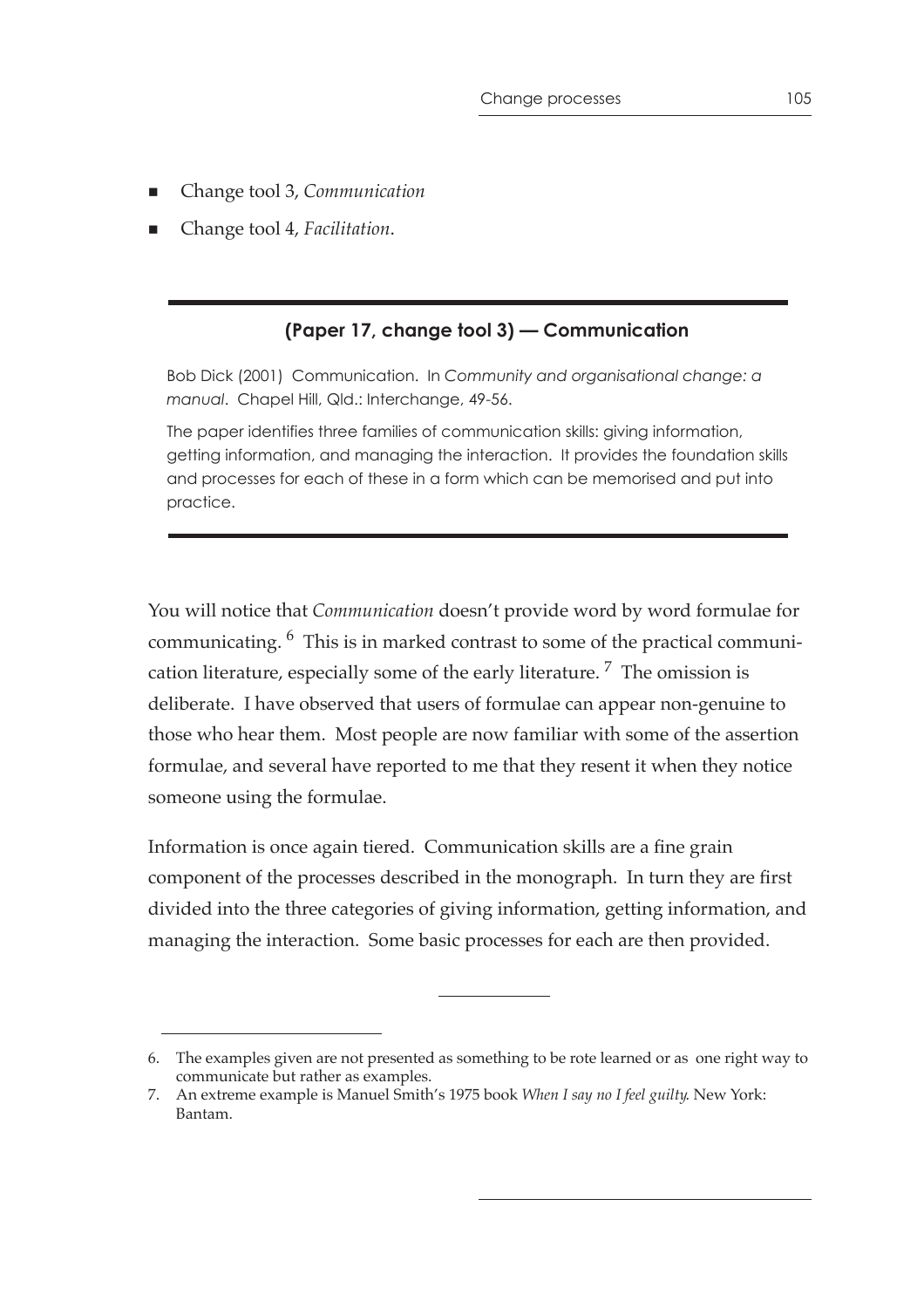- Change tool 3, *Communication*
- Change tool 4, *Facilitation*.

---

**(Paper 17, change tool 3) — Communication**

Bob Dick (2001) Communication. In *Community and organisational change: a manual*. Chapel Hill, Qld.: Interchange, 49-56.

The paper identifies three families of communication skills: giving information, getting information, and managing the interaction. It provides the foundation skills and processes for each of these in a form which can be memorised and put into practice.

---

You will notice that *Communication* doesn't provide word by word formulae for communicating. [6] This is in marked contrast to some of the practical communication literature, especially some of the early literature. [7] The omission is deliberate. I have observed that users of formulae can appear non-genuine to those who hear them. Most people are now familiar with some of the assertion formulae, and several have reported to me that they resent it when they notice someone using the formulae.

Information is once again tiered. Communication skills are a fine grain component of the processes described in the monograph. In turn they are first divided into the three categories of giving information, getting information, and managing the interaction. Some basic processes for each are then provided.

---

6. The examples given are not presented as something to be rote learned or as one right way to communicate but rather as examples.
7. An extreme example is Manuel Smith's 1975 book *When I say no I feel guilty*. New York: Bantam.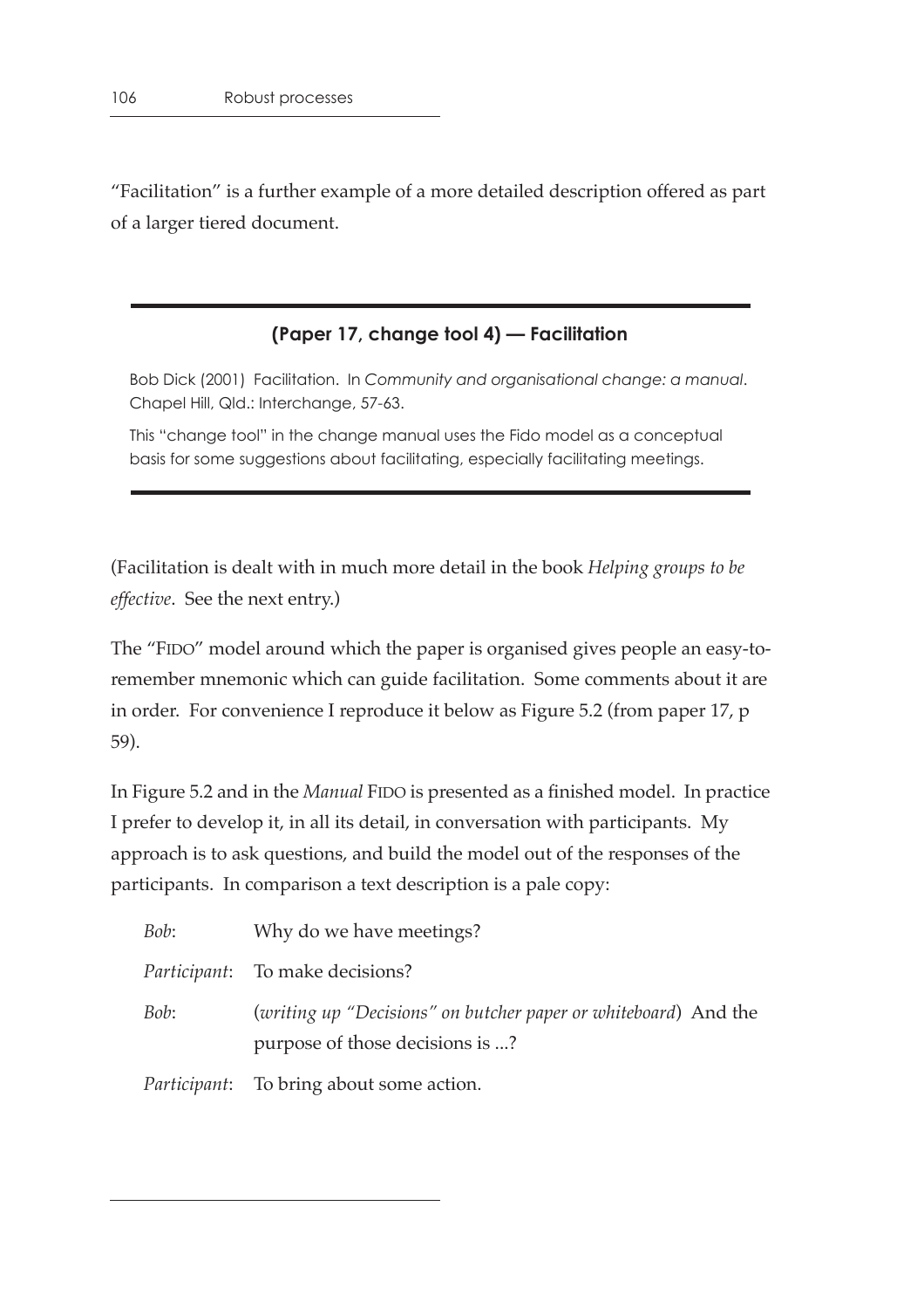"Facilitation" is a further example of a more detailed description offered as part of a larger tiered document.

---

### (Paper 17, change tool 4) — Facilitation

Bob Dick (2001) Facilitation. In *Community and organisational change: a manual*. Chapel Hill, Qld.: Interchange, 57-63.

This "change tool" in the change manual uses the Fido model as a conceptual basis for some suggestions about facilitating, especially facilitating meetings.

---

(Facilitation is dealt with in much more detail in the book *Helping groups to be effective*. See the next entry.)

The "FIDO" model around which the paper is organised gives people an easy-to-remember mnemonic which can guide facilitation. Some comments about it are in order. For convenience I reproduce it below as Figure 5.2 (from paper 17, p 59).

In Figure 5.2 and in the *Manual* FIDO is presented as a finished model. In practice I prefer to develop it, in all its detail, in conversation with participants. My approach is to ask questions, and build the model out of the responses of the participants. In comparison a text description is a pale copy:

*Bob*: Why do we have meetings?

*Participant*: To make decisions?

*Bob*: (*writing up "Decisions" on butcher paper or whiteboard*) And the purpose of those decisions is ...?

*Participant*: To bring about some action.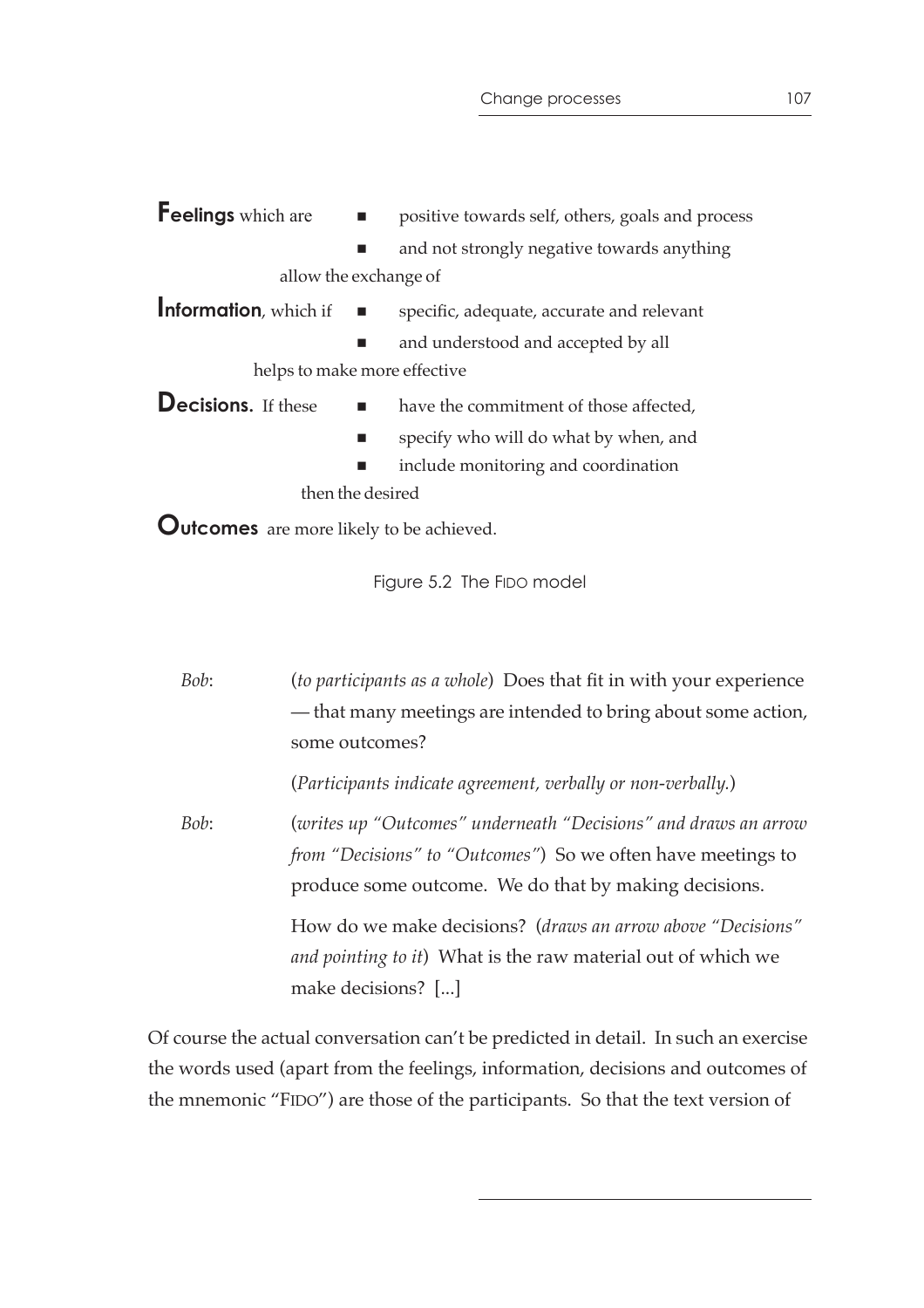**Feelings** which are

- positive towards self, others, goals and process
- and not strongly negative towards anything

allow the exchange of

**Information**, which if

- specific, adequate, accurate and relevant
- and understood and accepted by all

helps to make more effective

**Decisions.** If these

- have the commitment of those affected,
- specify who will do what by when, and
- include monitoring and coordination

then the desired

**Outcomes** are more likely to be achieved.

Figure 5.2 The FIDO model

*Bob*: (*to participants as a whole*) Does that fit in with your experience — that many meetings are intended to bring about some action, some outcomes?

(*Participants indicate agreement, verbally or non-verbally.*)

*Bob*: (*writes up "Outcomes" underneath "Decisions" and draws an arrow from "Decisions" to "Outcomes"*) So we often have meetings to produce some outcome. We do that by making decisions.

How do we make decisions? (*draws an arrow above "Decisions" and pointing to it*) What is the raw material out of which we make decisions? [...]

Of course the actual conversation can't be predicted in detail. In such an exercise the words used (apart from the feelings, information, decisions and outcomes of the mnemonic "FIDO") are those of the participants. So that the text version of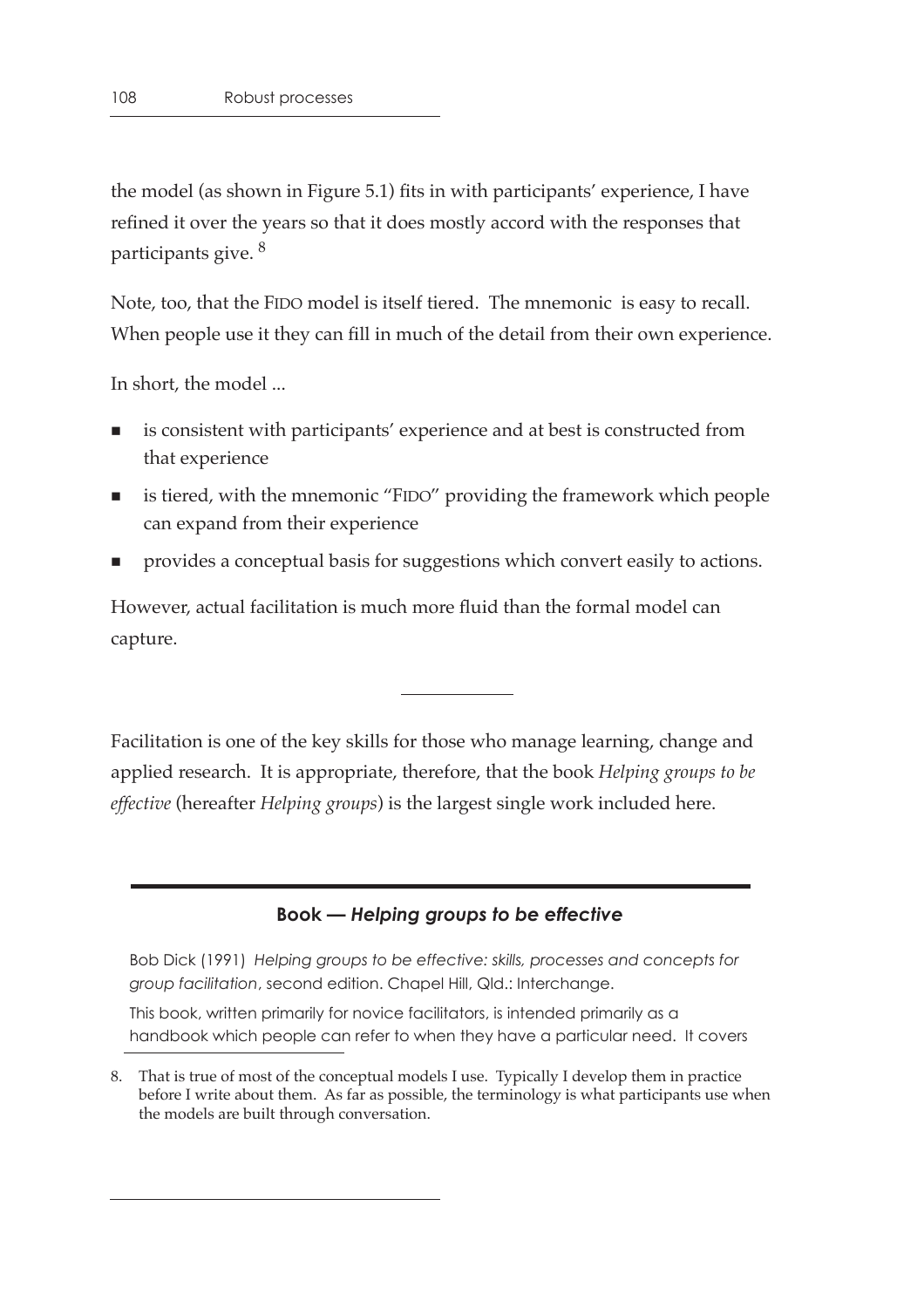the model (as shown in Figure 5.1) fits in with participants' experience, I have refined it over the years so that it does mostly accord with the responses that participants give. [8]

Note, too, that the FIDO model is itself tiered. The mnemonic is easy to recall. When people use it they can fill in much of the detail from their own experience.

In short, the model ...

- is consistent with participants' experience and at best is constructed from that experience
- is tiered, with the mnemonic "FIDO" providing the framework which people can expand from their experience
- provides a conceptual basis for suggestions which convert easily to actions.

However, actual facilitation is much more fluid than the formal model can capture.

---

Facilitation is one of the key skills for those who manage learning, change and applied research. It is appropriate, therefore, that the book *Helping groups to be effective* (hereafter *Helping groups*) is the largest single work included here.

---

**Book — *Helping groups to be effective***

Bob Dick (1991) *Helping groups to be effective: skills, processes and concepts for group facilitation*, second edition. Chapel Hill, Qld.: Interchange.

This book, written primarily for novice facilitators, is intended primarily as a handbook which people can refer to when they have a particular need. It covers

8. That is true of most of the conceptual models I use. Typically I develop them in practice before I write about them. As far as possible, the terminology is what participants use when the models are built through conversation.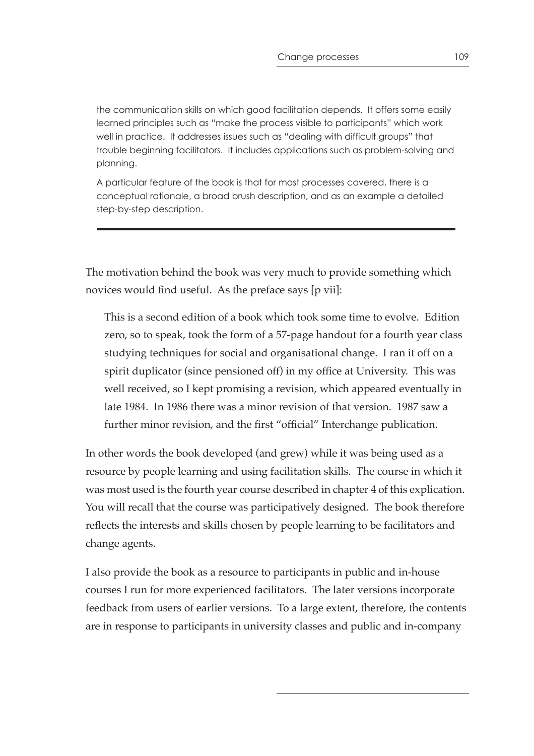the communication skills on which good facilitation depends. It offers some easily learned principles such as "make the process visible to participants" which work well in practice. It addresses issues such as "dealing with difficult groups" that trouble beginning facilitators. It includes applications such as problem-solving and planning.

A particular feature of the book is that for most processes covered, there is a conceptual rationale, a broad brush description, and as an example a detailed step-by-step description.

---

The motivation behind the book was very much to provide something which novices would find useful. As the preface says [p vii]:

> This is a second edition of a book which took some time to evolve. Edition zero, so to speak, took the form of a 57-page handout for a fourth year class studying techniques for social and organisational change. I ran it off on a spirit duplicator (since pensioned off) in my office at University. This was well received, so I kept promising a revision, which appeared eventually in late 1984. In 1986 there was a minor revision of that version. 1987 saw a further minor revision, and the first "official" Interchange publication.

In other words the book developed (and grew) while it was being used as a resource by people learning and using facilitation skills. The course in which it was most used is the fourth year course described in chapter 4 of this explication. You will recall that the course was participatively designed. The book therefore reflects the interests and skills chosen by people learning to be facilitators and change agents.

I also provide the book as a resource to participants in public and in-house courses I run for more experienced facilitators. The later versions incorporate feedback from users of earlier versions. To a large extent, therefore, the contents are in response to participants in university classes and public and in-company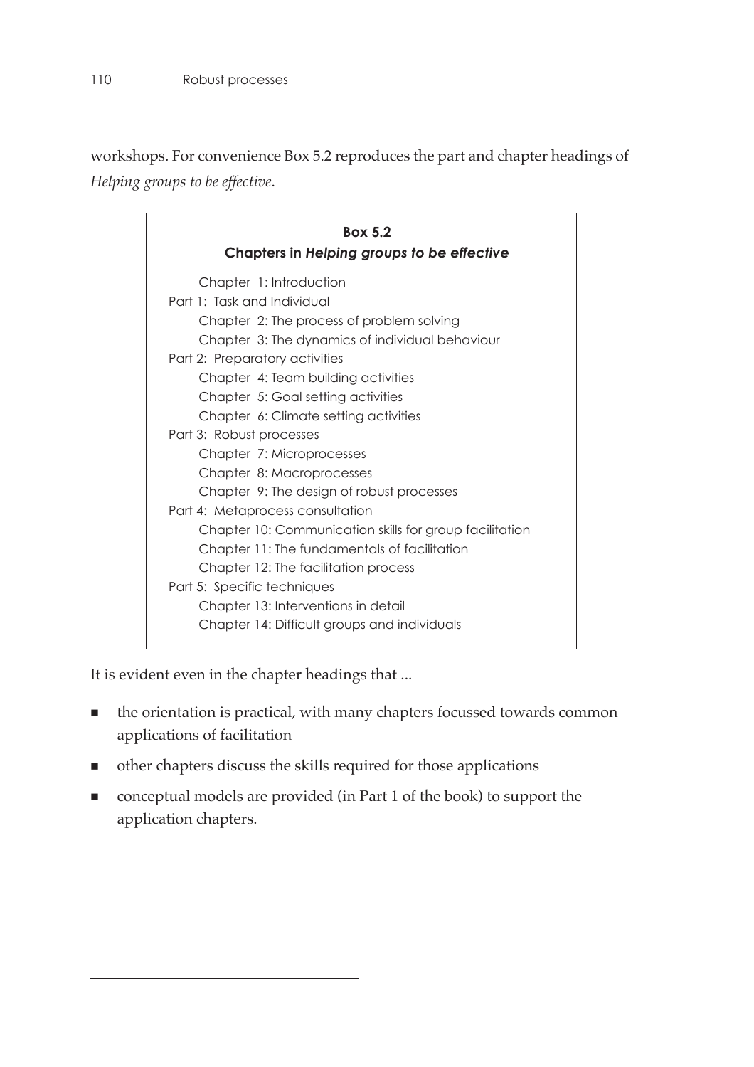workshops. For convenience Box 5.2 reproduces the part and chapter headings of *Helping groups to be effective*.

> **Box 5.2**
> **Chapters in *Helping groups to be effective***
>
> Chapter 1: Introduction
>
> Part 1: Task and Individual
> - Chapter 2: The process of problem solving
> - Chapter 3: The dynamics of individual behaviour
>
> Part 2: Preparatory activities
> - Chapter 4: Team building activities
> - Chapter 5: Goal setting activities
> - Chapter 6: Climate setting activities
>
> Part 3: Robust processes
> - Chapter 7: Microprocesses
> - Chapter 8: Macroprocesses
> - Chapter 9: The design of robust processes
>
> Part 4: Metaprocess consultation
> - Chapter 10: Communication skills for group facilitation
> - Chapter 11: The fundamentals of facilitation
> - Chapter 12: The facilitation process
>
> Part 5: Specific techniques
> - Chapter 13: Interventions in detail
> - Chapter 14: Difficult groups and individuals

It is evident even in the chapter headings that ...

- the orientation is practical, with many chapters focussed towards common applications of facilitation
- other chapters discuss the skills required for those applications
- conceptual models are provided (in Part 1 of the book) to support the application chapters.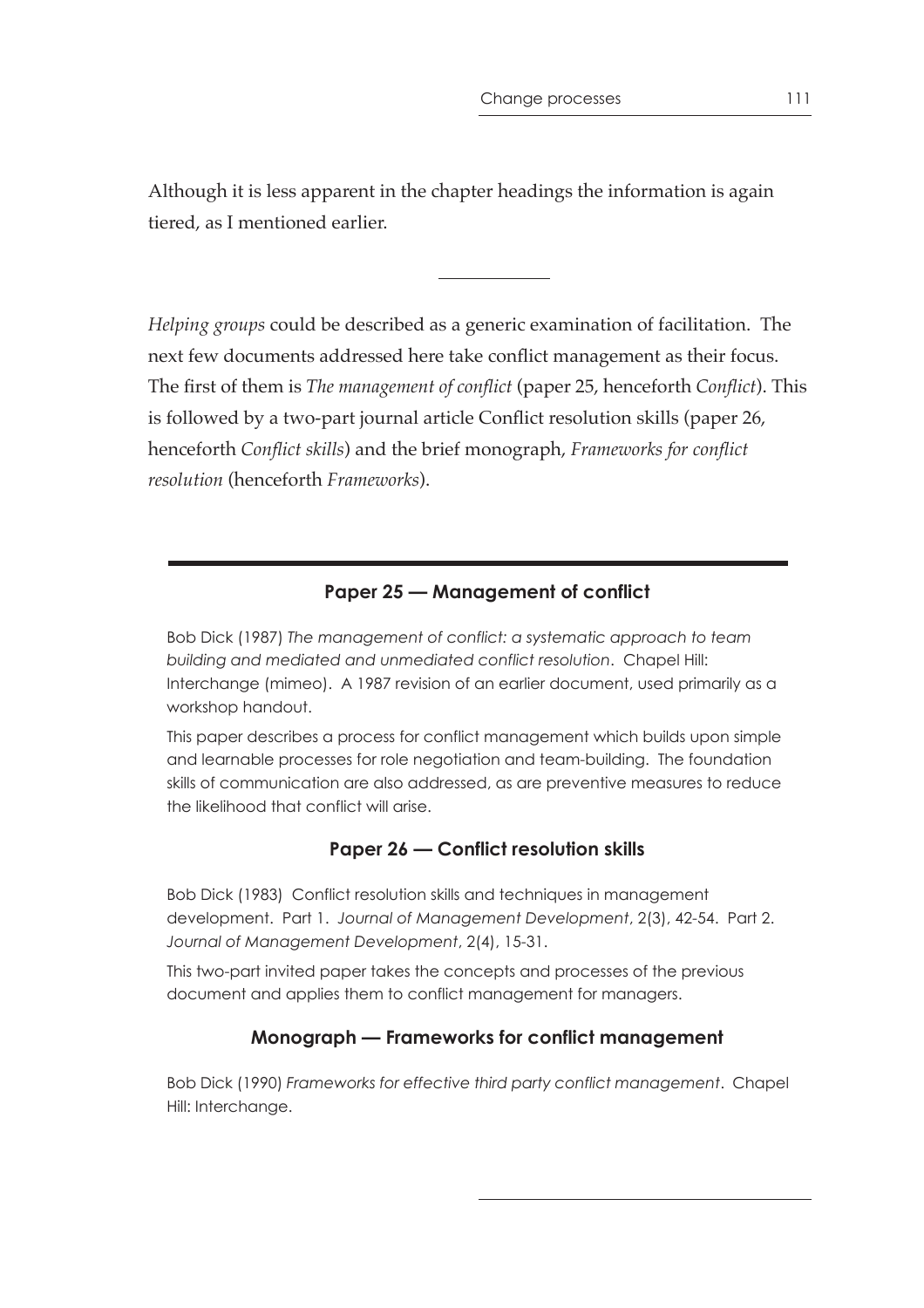Although it is less apparent in the chapter headings the information is again tiered, as I mentioned earlier.

---

*Helping groups* could be described as a generic examination of facilitation. The next few documents addressed here take conflict management as their focus. The first of them is *The management of conflict* (paper 25, henceforth *Conflict*). This is followed by a two-part journal article Conflict resolution skills (paper 26, henceforth *Conflict skills*) and the brief monograph, *Frameworks for conflict resolution* (henceforth *Frameworks*).

---

### Paper 25 — Management of conflict

Bob Dick (1987) *The management of conflict: a systematic approach to team building and mediated and unmediated conflict resolution*. Chapel Hill: Interchange (mimeo). A 1987 revision of an earlier document, used primarily as a workshop handout.

This paper describes a process for conflict management which builds upon simple and learnable processes for role negotiation and team-building. The foundation skills of communication are also addressed, as are preventive measures to reduce the likelihood that conflict will arise.

### Paper 26 — Conflict resolution skills

Bob Dick (1983) Conflict resolution skills and techniques in management development. Part 1. *Journal of Management Development*, 2(3), 42-54. Part 2. *Journal of Management Development*, 2(4), 15-31.

This two-part invited paper takes the concepts and processes of the previous document and applies them to conflict management for managers.

### Monograph — Frameworks for conflict management

Bob Dick (1990) *Frameworks for effective third party conflict management*. Chapel Hill: Interchange.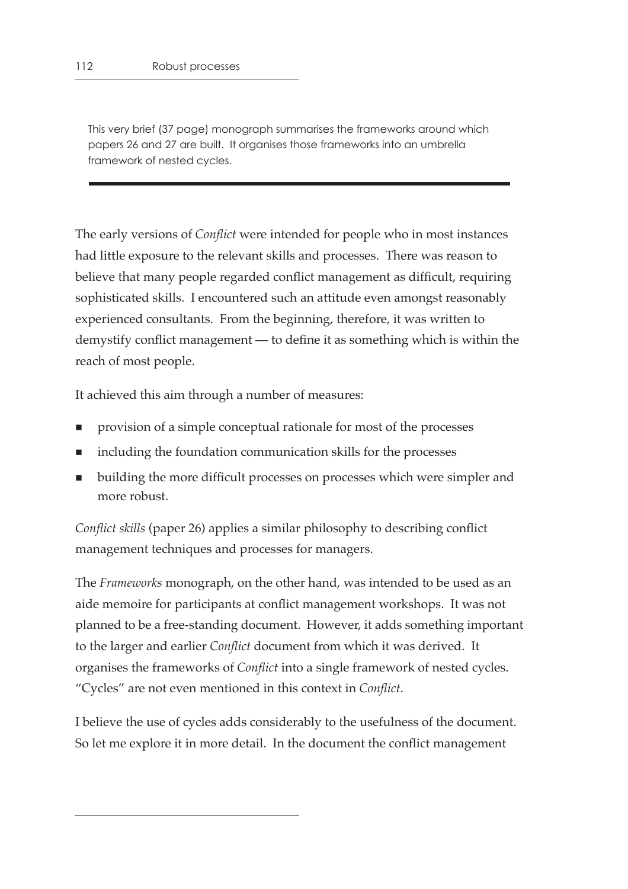This very brief (37 page) monograph summarises the frameworks around which papers 26 and 27 are built. It organises those frameworks into an umbrella framework of nested cycles.

---

The early versions of *Conflict* were intended for people who in most instances had little exposure to the relevant skills and processes. There was reason to believe that many people regarded conflict management as difficult, requiring sophisticated skills. I encountered such an attitude even amongst reasonably experienced consultants. From the beginning, therefore, it was written to demystify conflict management — to define it as something which is within the reach of most people.

It achieved this aim through a number of measures:

- provision of a simple conceptual rationale for most of the processes
- including the foundation communication skills for the processes
- building the more difficult processes on processes which were simpler and more robust.

*Conflict skills* (paper 26) applies a similar philosophy to describing conflict management techniques and processes for managers.

The *Frameworks* monograph, on the other hand, was intended to be used as an aide memoire for participants at conflict management workshops. It was not planned to be a free-standing document. However, it adds something important to the larger and earlier *Conflict* document from which it was derived. It organises the frameworks of *Conflict* into a single framework of nested cycles. "Cycles" are not even mentioned in this context in *Conflict*.

I believe the use of cycles adds considerably to the usefulness of the document. So let me explore it in more detail. In the document the conflict management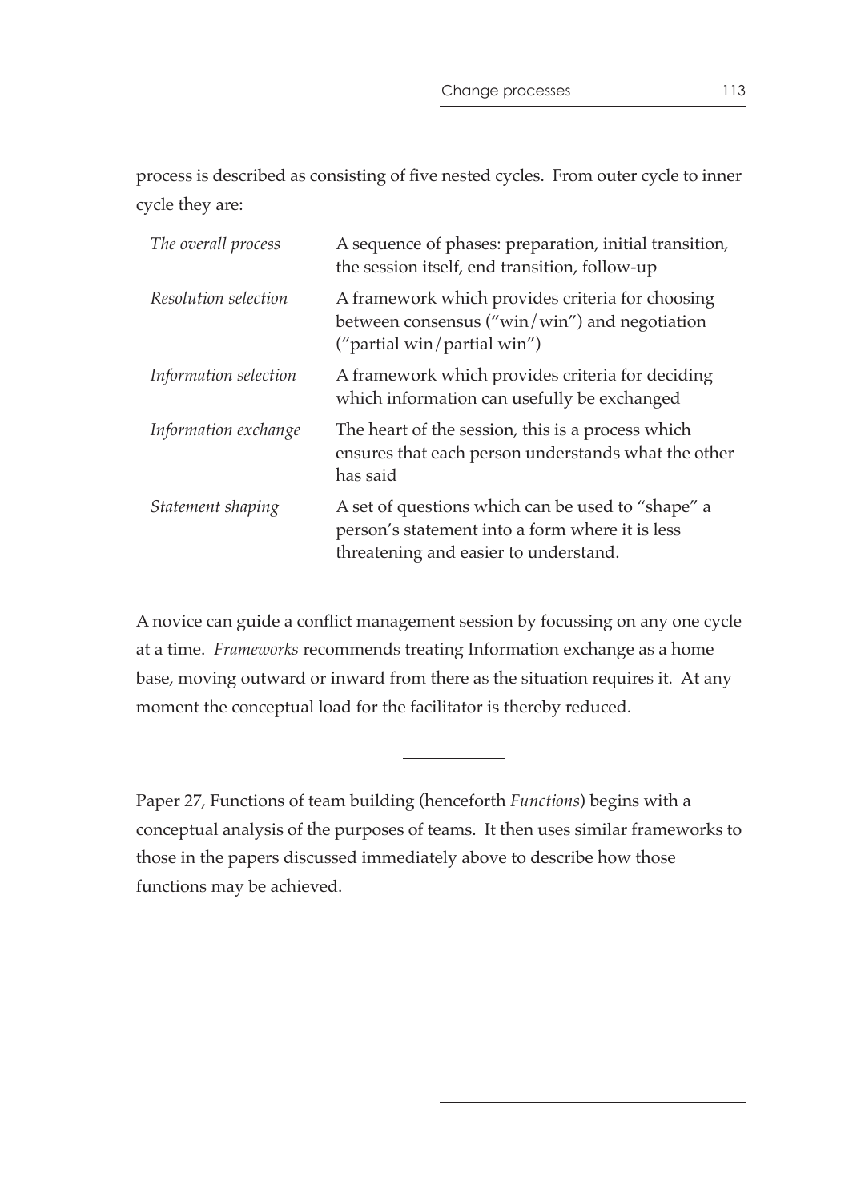process is described as consisting of five nested cycles. From outer cycle to inner cycle they are:

| | |
|---|---|
| *The overall process* | A sequence of phases: preparation, initial transition, the session itself, end transition, follow-up |
| *Resolution selection* | A framework which provides criteria for choosing between consensus ("win/win") and negotiation ("partial win/partial win") |
| *Information selection* | A framework which provides criteria for deciding which information can usefully be exchanged |
| *Information exchange* | The heart of the session, this is a process which ensures that each person understands what the other has said |
| *Statement shaping* | A set of questions which can be used to "shape" a person's statement into a form where it is less threatening and easier to understand. |

A novice can guide a conflict management session by focussing on any one cycle at a time. *Frameworks* recommends treating Information exchange as a home base, moving outward or inward from there as the situation requires it. At any moment the conceptual load for the facilitator is thereby reduced.

---

Paper 27, Functions of team building (henceforth *Functions*) begins with a conceptual analysis of the purposes of teams. It then uses similar frameworks to those in the papers discussed immediately above to describe how those functions may be achieved.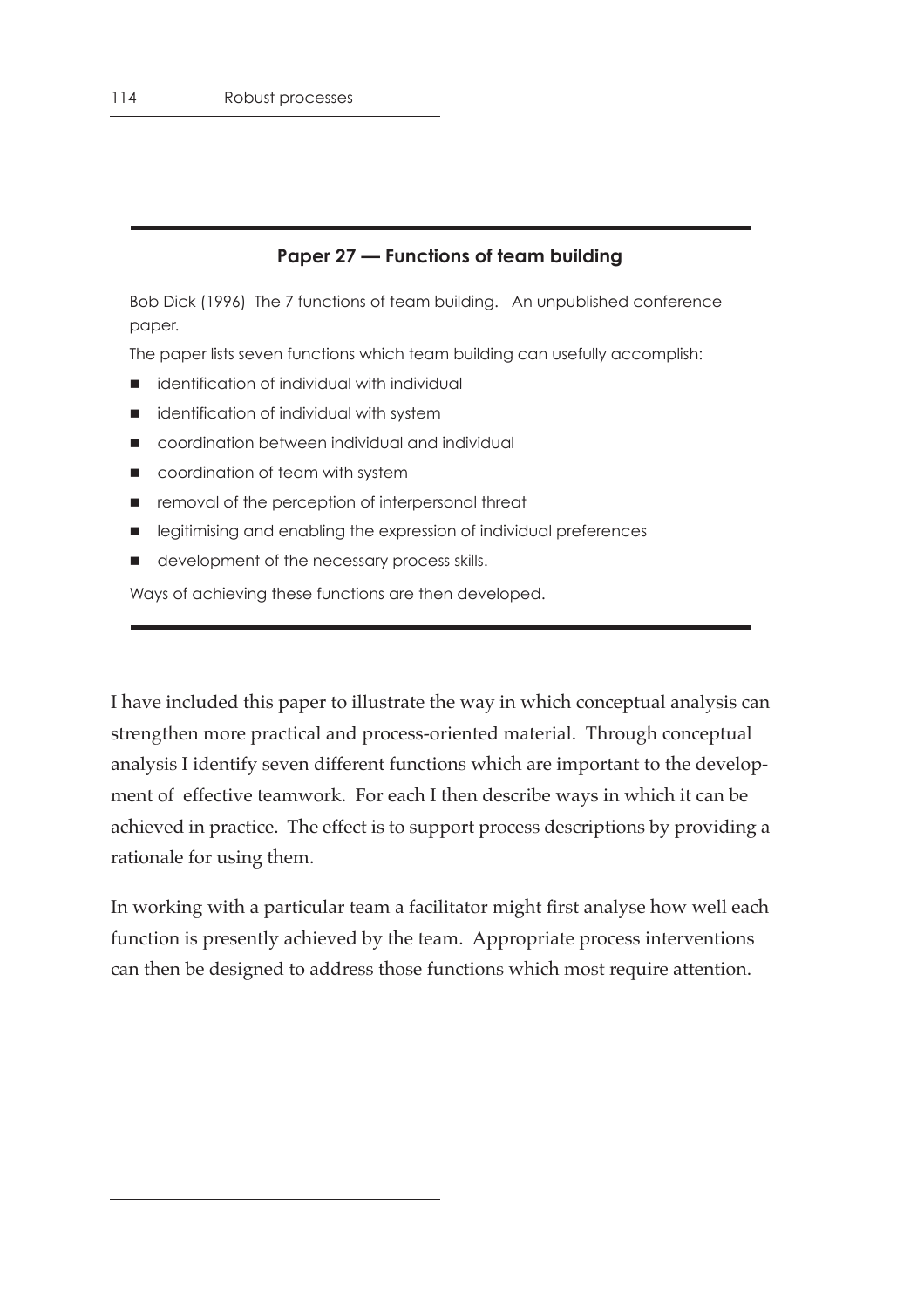### Paper 27 — Functions of team building

Bob Dick (1996) The 7 functions of team building. An unpublished conference paper.

The paper lists seven functions which team building can usefully accomplish:

- identification of individual with individual
- identification of individual with system
- coordination between individual and individual
- coordination of team with system
- removal of the perception of interpersonal threat
- legitimising and enabling the expression of individual preferences
- development of the necessary process skills.

Ways of achieving these functions are then developed.

I have included this paper to illustrate the way in which conceptual analysis can strengthen more practical and process-oriented material. Through conceptual analysis I identify seven different functions which are important to the development of effective teamwork. For each I then describe ways in which it can be achieved in practice. The effect is to support process descriptions by providing a rationale for using them.

In working with a particular team a facilitator might first analyse how well each function is presently achieved by the team. Appropriate process interventions can then be designed to address those functions which most require attention.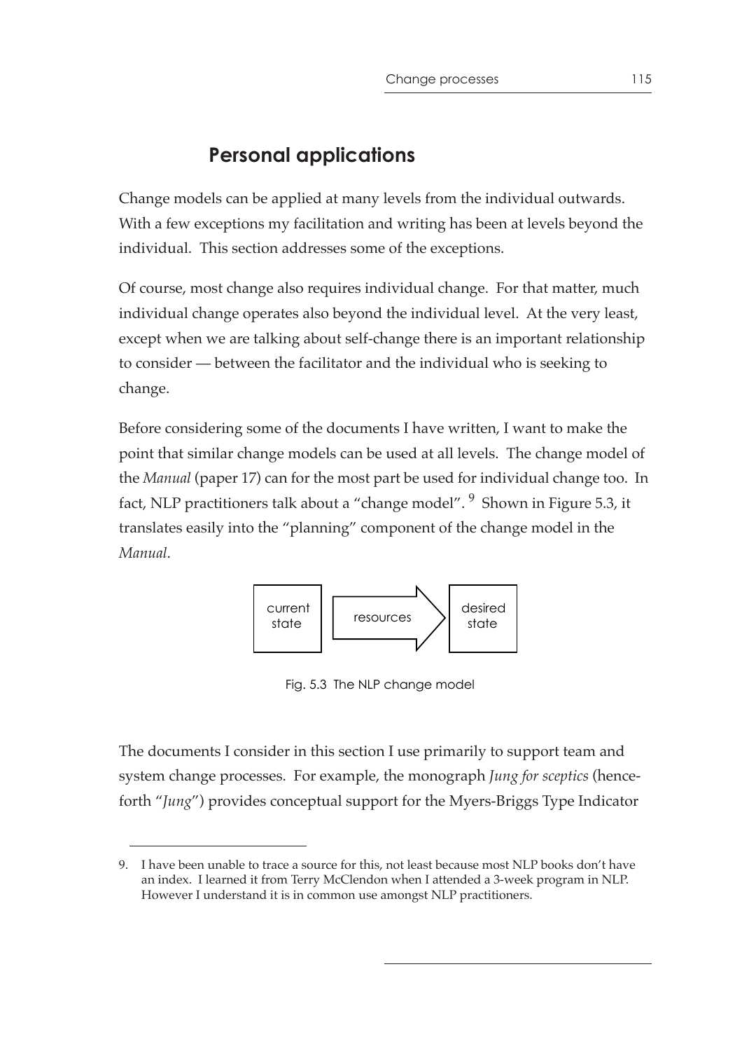## Personal applications

Change models can be applied at many levels from the individual outwards. With a few exceptions my facilitation and writing has been at levels beyond the individual. This section addresses some of the exceptions.

Of course, most change also requires individual change. For that matter, much individual change operates also beyond the individual level. At the very least, except when we are talking about self-change there is an important relationship to consider — between the facilitator and the individual who is seeking to change.

Before considering some of the documents I have written, I want to make the point that similar change models can be used at all levels. The change model of the *Manual* (paper 17) can for the most part be used for individual change too. In fact, NLP practitioners talk about a "change model". [9] Shown in Figure 5.3, it translates easily into the "planning" component of the change model in the *Manual*.

current state → resources → desired state

Fig. 5.3 The NLP change model

The documents I consider in this section I use primarily to support team and system change processes. For example, the monograph *Jung for sceptics* (henceforth "*Jung*") provides conceptual support for the Myers-Briggs Type Indicator

9. I have been unable to trace a source for this, not least because most NLP books don't have an index. I learned it from Terry McClendon when I attended a 3-week program in NLP. However I understand it is in common use amongst NLP practitioners.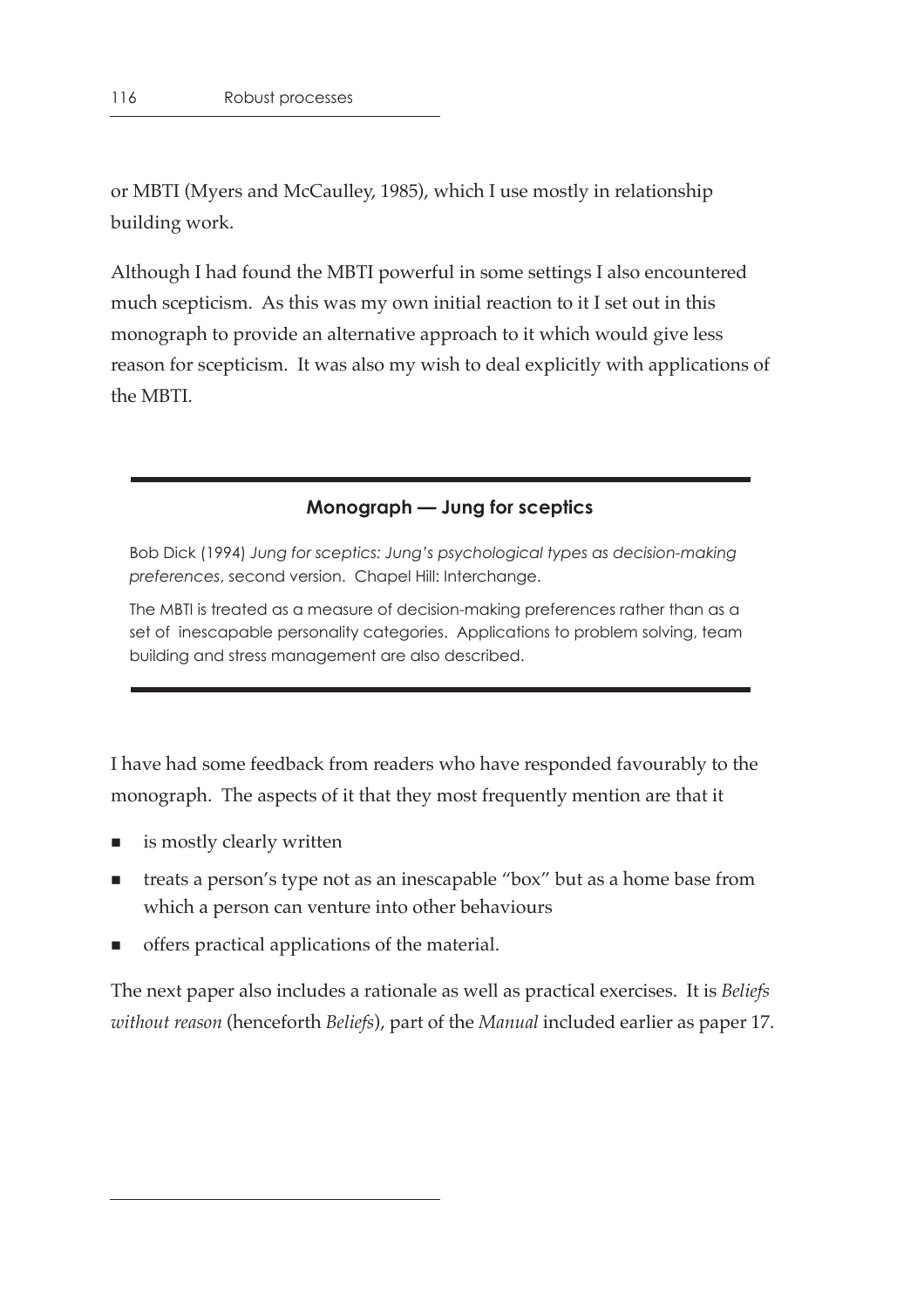or MBTI (Myers and McCaulley, 1985), which I use mostly in relationship building work.

Although I had found the MBTI powerful in some settings I also encountered much scepticism. As this was my own initial reaction to it I set out in this monograph to provide an alternative approach to it which would give less reason for scepticism. It was also my wish to deal explicitly with applications of the MBTI.

---

**Monograph — Jung for sceptics**

Bob Dick (1994) *Jung for sceptics: Jung's psychological types as decision-making preferences*, second version. Chapel Hill: Interchange.

The MBTI is treated as a measure of decision-making preferences rather than as a set of inescapable personality categories. Applications to problem solving, team building and stress management are also described.

---

I have had some feedback from readers who have responded favourably to the monograph. The aspects of it that they most frequently mention are that it

- is mostly clearly written
- treats a person's type not as an inescapable "box" but as a home base from which a person can venture into other behaviours
- offers practical applications of the material.

The next paper also includes a rationale as well as practical exercises. It is *Beliefs without reason* (henceforth *Beliefs*), part of the *Manual* included earlier as paper 17.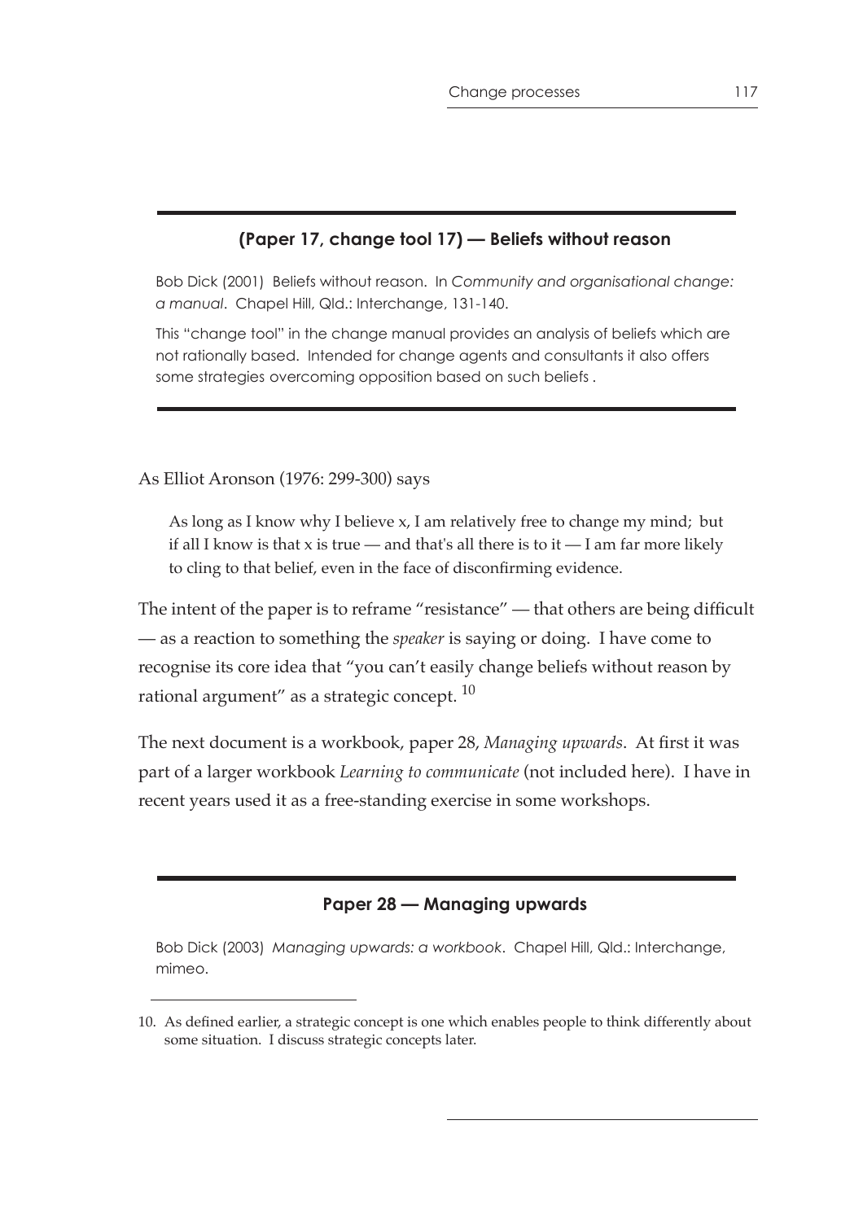### (Paper 17, change tool 17) — Beliefs without reason

Bob Dick (2001) Beliefs without reason. In *Community and organisational change: a manual*. Chapel Hill, Qld.: Interchange, 131-140.

This "change tool" in the change manual provides an analysis of beliefs which are not rationally based. Intended for change agents and consultants it also offers some strategies overcoming opposition based on such beliefs .

As Elliot Aronson (1976: 299-300) says

> As long as I know why I believe x, I am relatively free to change my mind; but if all I know is that x is true — and that's all there is to it — I am far more likely to cling to that belief, even in the face of disconfirming evidence.

The intent of the paper is to reframe "resistance" — that others are being difficult — as a reaction to something the *speaker* is saying or doing. I have come to recognise its core idea that "you can't easily change beliefs without reason by rational argument" as a strategic concept. [10]

The next document is a workbook, paper 28, *Managing upwards*. At first it was part of a larger workbook *Learning to communicate* (not included here). I have in recent years used it as a free-standing exercise in some workshops.

### Paper 28 — Managing upwards

Bob Dick (2003) *Managing upwards: a workbook*. Chapel Hill, Qld.: Interchange, mimeo.

10. As defined earlier, a strategic concept is one which enables people to think differently about some situation. I discuss strategic concepts later.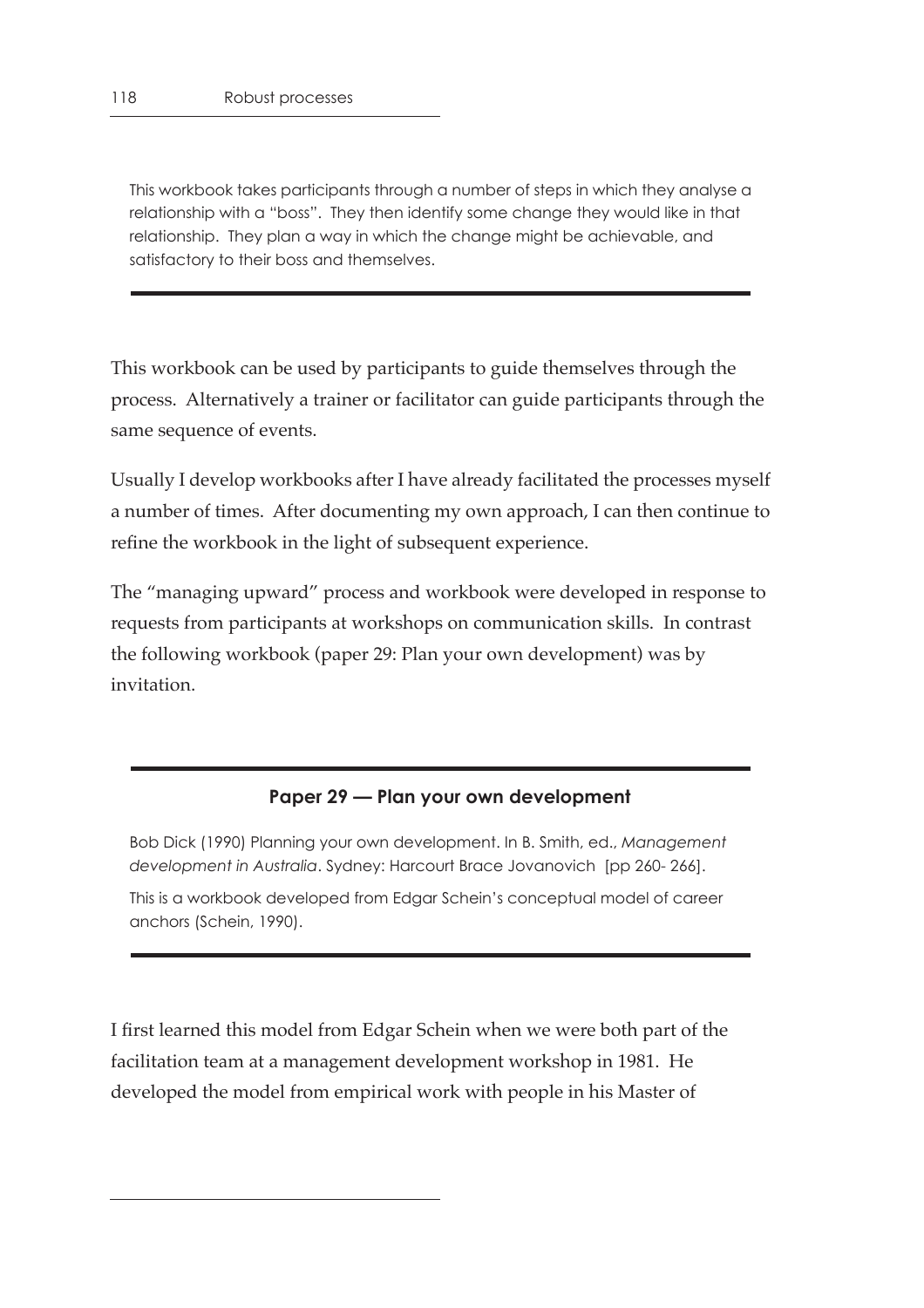This workbook takes participants through a number of steps in which they analyse a relationship with a "boss". They then identify some change they would like in that relationship. They plan a way in which the change might be achievable, and satisfactory to their boss and themselves.

---

This workbook can be used by participants to guide themselves through the process. Alternatively a trainer or facilitator can guide participants through the same sequence of events.

Usually I develop workbooks after I have already facilitated the processes myself a number of times. After documenting my own approach, I can then continue to refine the workbook in the light of subsequent experience.

The "managing upward" process and workbook were developed in response to requests from participants at workshops on communication skills. In contrast the following workbook (paper 29: Plan your own development) was by invitation.

---

**Paper 29 — Plan your own development**

Bob Dick (1990) Planning your own development. In B. Smith, ed., *Management development in Australia*. Sydney: Harcourt Brace Jovanovich [pp 260- 266].

This is a workbook developed from Edgar Schein's conceptual model of career anchors (Schein, 1990).

---

I first learned this model from Edgar Schein when we were both part of the facilitation team at a management development workshop in 1981. He developed the model from empirical work with people in his Master of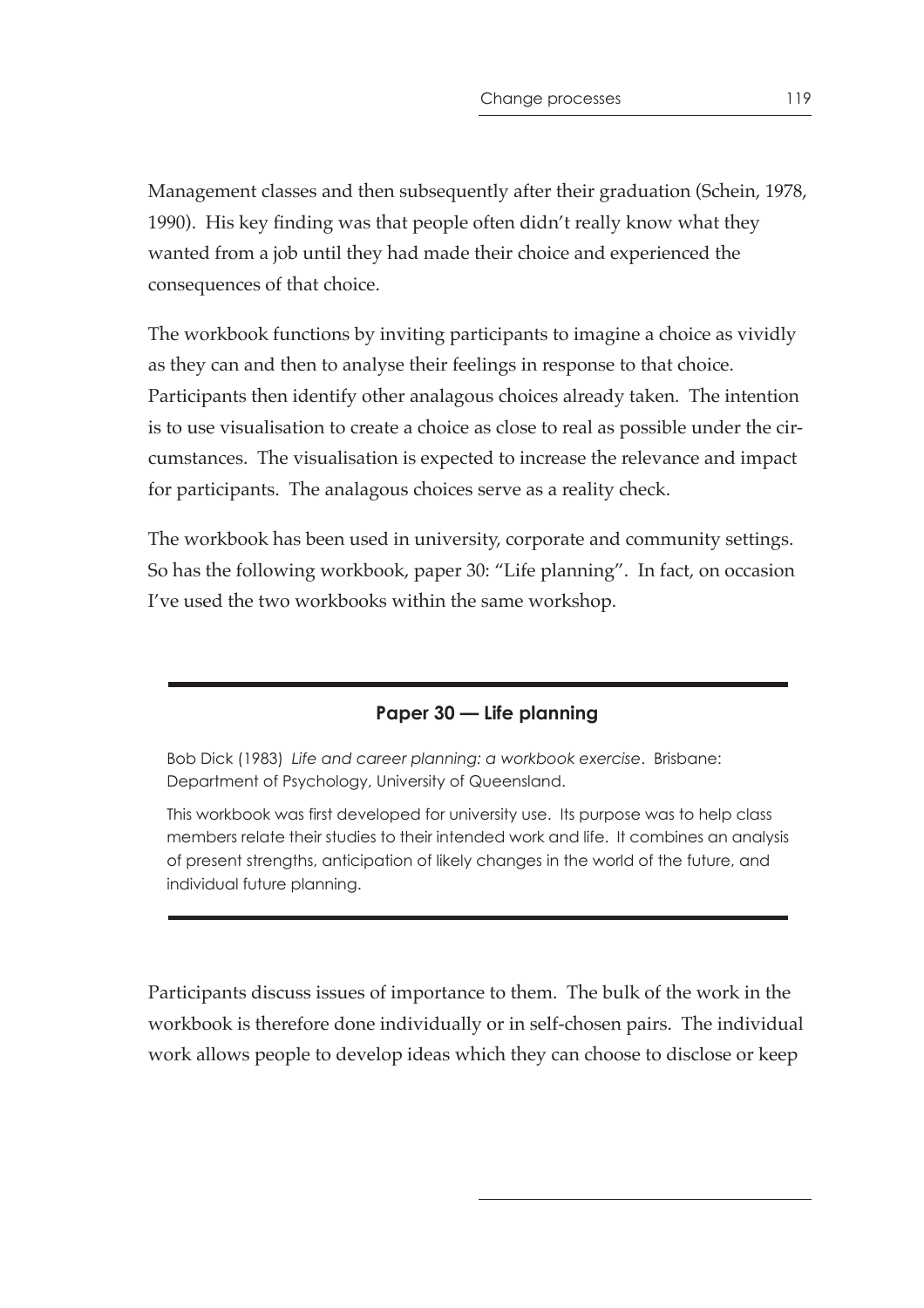Management classes and then subsequently after their graduation (Schein, 1978, 1990). His key finding was that people often didn't really know what they wanted from a job until they had made their choice and experienced the consequences of that choice.

The workbook functions by inviting participants to imagine a choice as vividly as they can and then to analyse their feelings in response to that choice. Participants then identify other analagous choices already taken. The intention is to use visualisation to create a choice as close to real as possible under the circumstances. The visualisation is expected to increase the relevance and impact for participants. The analagous choices serve as a reality check.

The workbook has been used in university, corporate and community settings. So has the following workbook, paper 30: "Life planning". In fact, on occasion I've used the two workbooks within the same workshop.

---

**Paper 30 — Life planning**

Bob Dick (1983) *Life and career planning: a workbook exercise*. Brisbane: Department of Psychology, University of Queensland.

This workbook was first developed for university use. Its purpose was to help class members relate their studies to their intended work and life. It combines an analysis of present strengths, anticipation of likely changes in the world of the future, and individual future planning.

---

Participants discuss issues of importance to them. The bulk of the work in the workbook is therefore done individually or in self-chosen pairs. The individual work allows people to develop ideas which they can choose to disclose or keep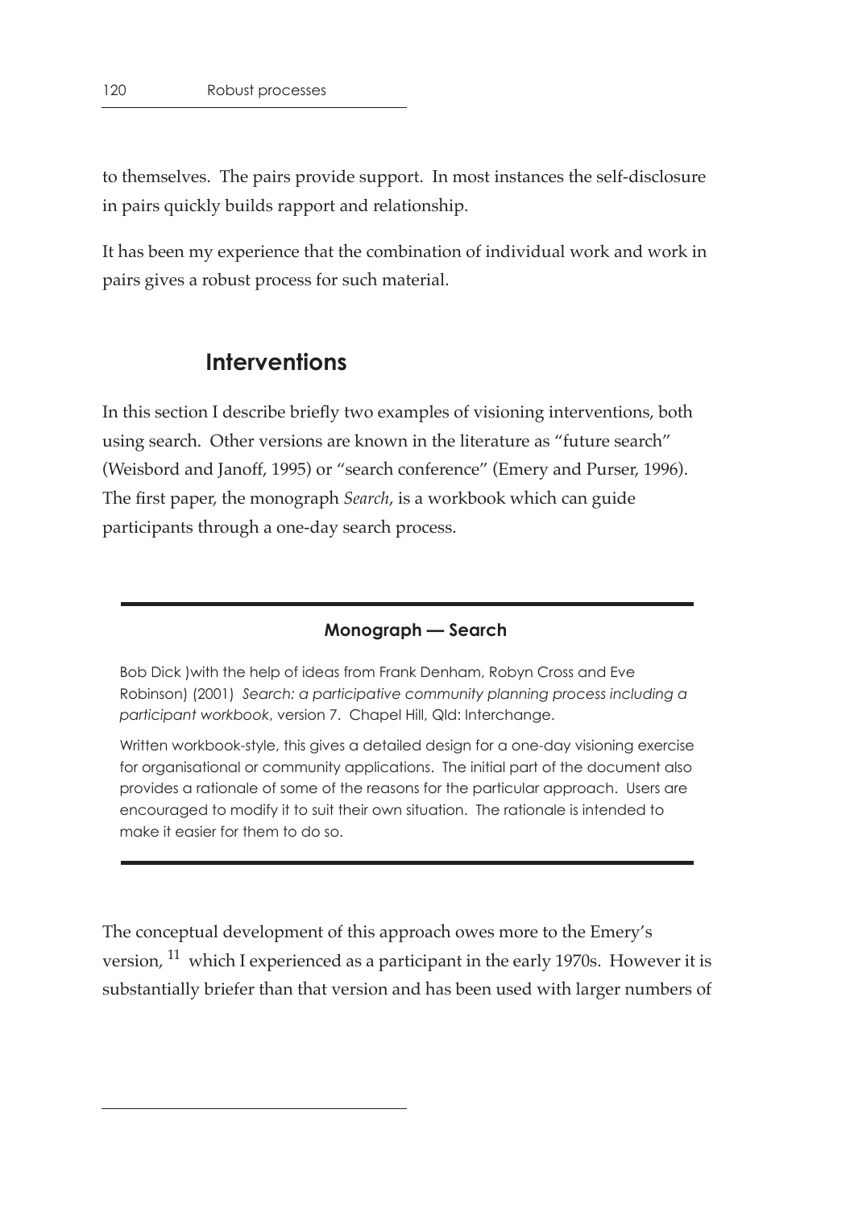to themselves. The pairs provide support. In most instances the self-disclosure in pairs quickly builds rapport and relationship.

It has been my experience that the combination of individual work and work in pairs gives a robust process for such material.

## Interventions

In this section I describe briefly two examples of visioning interventions, both using search. Other versions are known in the literature as "future search" (Weisbord and Janoff, 1995) or "search conference" (Emery and Purser, 1996). The first paper, the monograph *Search*, is a workbook which can guide participants through a one-day search process.

---

**Monograph — Search**

Bob Dick )with the help of ideas from Frank Denham, Robyn Cross and Eve Robinson) (2001) *Search: a participative community planning process including a participant workbook*, version 7. Chapel Hill, Qld: Interchange.

Written workbook-style, this gives a detailed design for a one-day visioning exercise for organisational or community applications. The initial part of the document also provides a rationale of some of the reasons for the particular approach. Users are encouraged to modify it to suit their own situation. The rationale is intended to make it easier for them to do so.

---

The conceptual development of this approach owes more to the Emery's version, [11] which I experienced as a participant in the early 1970s. However it is substantially briefer than that version and has been used with larger numbers of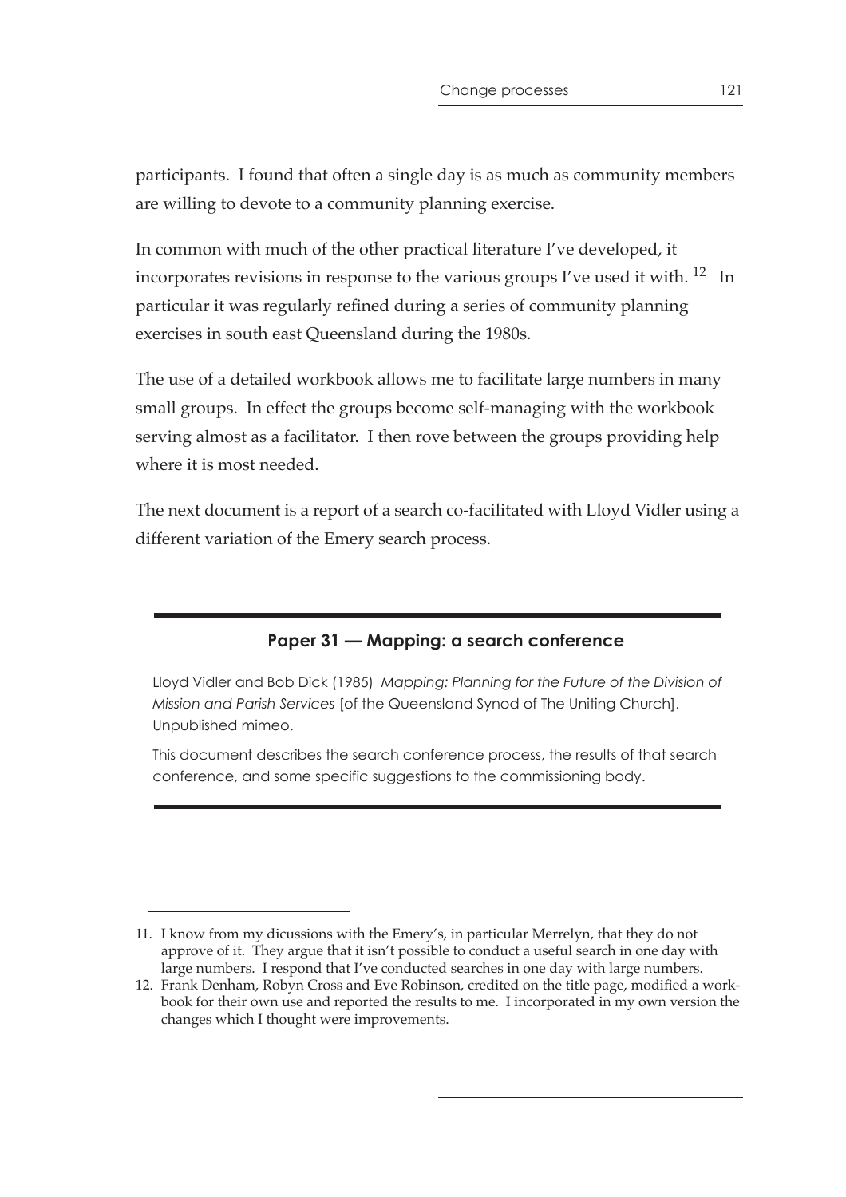participants. I found that often a single day is as much as community members are willing to devote to a community planning exercise.

In common with much of the other practical literature I've developed, it incorporates revisions in response to the various groups I've used it with. [12] In particular it was regularly refined during a series of community planning exercises in south east Queensland during the 1980s.

The use of a detailed workbook allows me to facilitate large numbers in many small groups. In effect the groups become self-managing with the workbook serving almost as a facilitator. I then rove between the groups providing help where it is most needed.

The next document is a report of a search co-facilitated with Lloyd Vidler using a different variation of the Emery search process.

---

### Paper 31 — Mapping: a search conference

Lloyd Vidler and Bob Dick (1985) *Mapping: Planning for the Future of the Division of Mission and Parish Services* [of the Queensland Synod of The Uniting Church]. Unpublished mimeo.

This document describes the search conference process, the results of that search conference, and some specific suggestions to the commissioning body.

---

11. I know from my dicussions with the Emery's, in particular Merrelyn, that they do not approve of it. They argue that it isn't possible to conduct a useful search in one day with large numbers. I respond that I've conducted searches in one day with large numbers.

12. Frank Denham, Robyn Cross and Eve Robinson, credited on the title page, modified a workbook for their own use and reported the results to me. I incorporated in my own version the changes which I thought were improvements.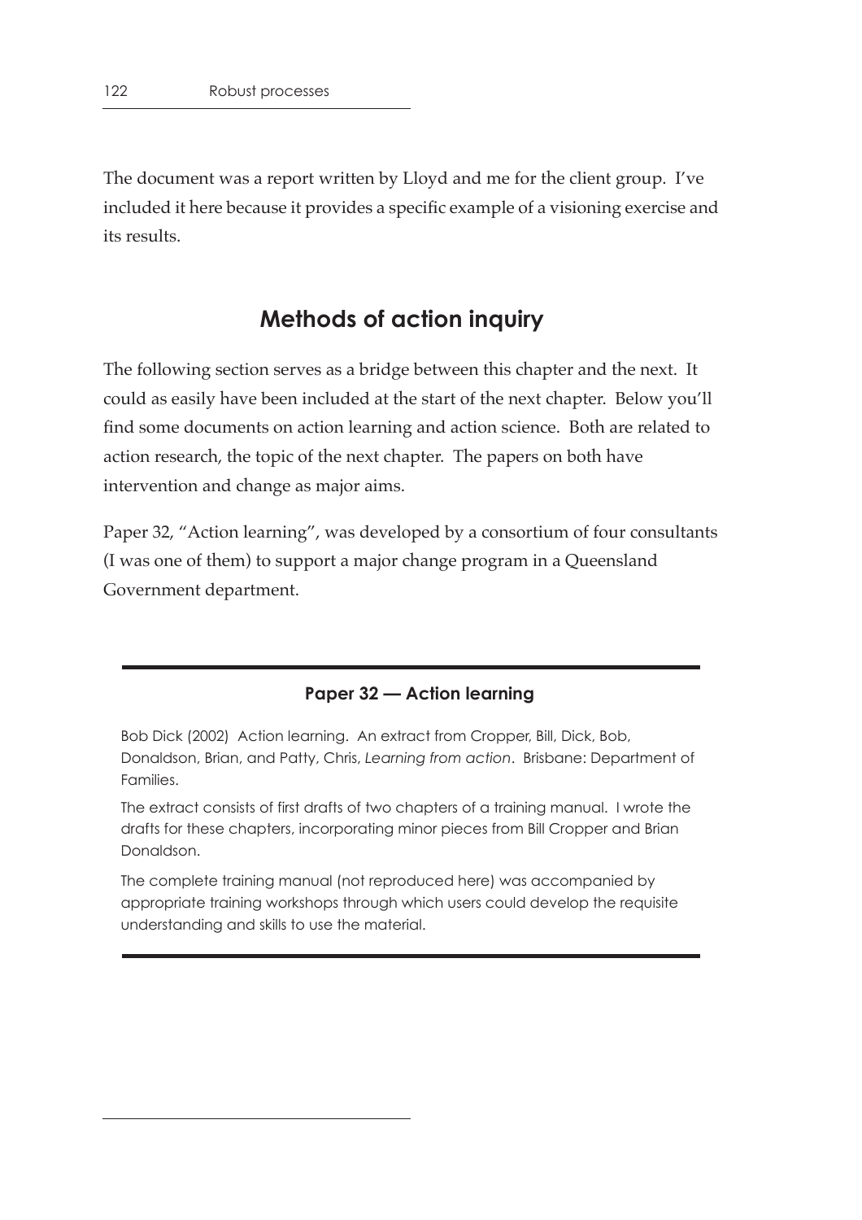The document was a report written by Lloyd and me for the client group. I've included it here because it provides a specific example of a visioning exercise and its results.

## Methods of action inquiry

The following section serves as a bridge between this chapter and the next. It could as easily have been included at the start of the next chapter. Below you'll find some documents on action learning and action science. Both are related to action research, the topic of the next chapter. The papers on both have intervention and change as major aims.

Paper 32, "Action learning", was developed by a consortium of four consultants (I was one of them) to support a major change program in a Queensland Government department.

---

### Paper 32 — Action learning

Bob Dick (2002) Action learning. An extract from Cropper, Bill, Dick, Bob, Donaldson, Brian, and Patty, Chris, *Learning from action*. Brisbane: Department of Families.

The extract consists of first drafts of two chapters of a training manual. I wrote the drafts for these chapters, incorporating minor pieces from Bill Cropper and Brian Donaldson.

The complete training manual (not reproduced here) was accompanied by appropriate training workshops through which users could develop the requisite understanding and skills to use the material.

---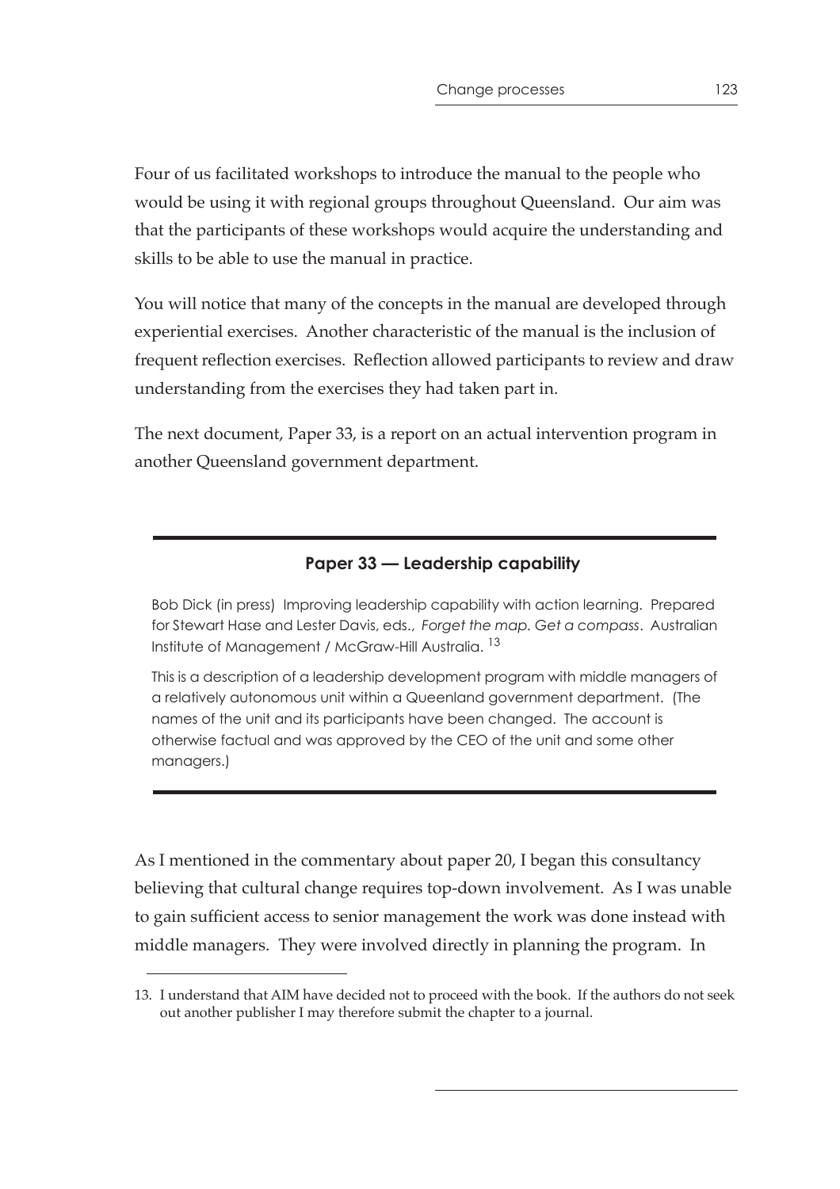Four of us facilitated workshops to introduce the manual to the people who would be using it with regional groups throughout Queensland. Our aim was that the participants of these workshops would acquire the understanding and skills to be able to use the manual in practice.

You will notice that many of the concepts in the manual are developed through experiential exercises. Another characteristic of the manual is the inclusion of frequent reflection exercises. Reflection allowed participants to review and draw understanding from the exercises they had taken part in.

The next document, Paper 33, is a report on an actual intervention program in another Queensland government department.

---

### Paper 33 — Leadership capability

Bob Dick (in press) Improving leadership capability with action learning. Prepared for Stewart Hase and Lester Davis, eds., *Forget the map. Get a compass*. Australian Institute of Management / McGraw-Hill Australia. [13]

This is a description of a leadership development program with middle managers of a relatively autonomous unit within a Queenland government department. (The names of the unit and its participants have been changed. The account is otherwise factual and was approved by the CEO of the unit and some other managers.)

---

As I mentioned in the commentary about paper 20, I began this consultancy believing that cultural change requires top-down involvement. As I was unable to gain sufficient access to senior management the work was done instead with middle managers. They were involved directly in planning the program. In

13. I understand that AIM have decided not to proceed with the book. If the authors do not seek out another publisher I may therefore submit the chapter to a journal.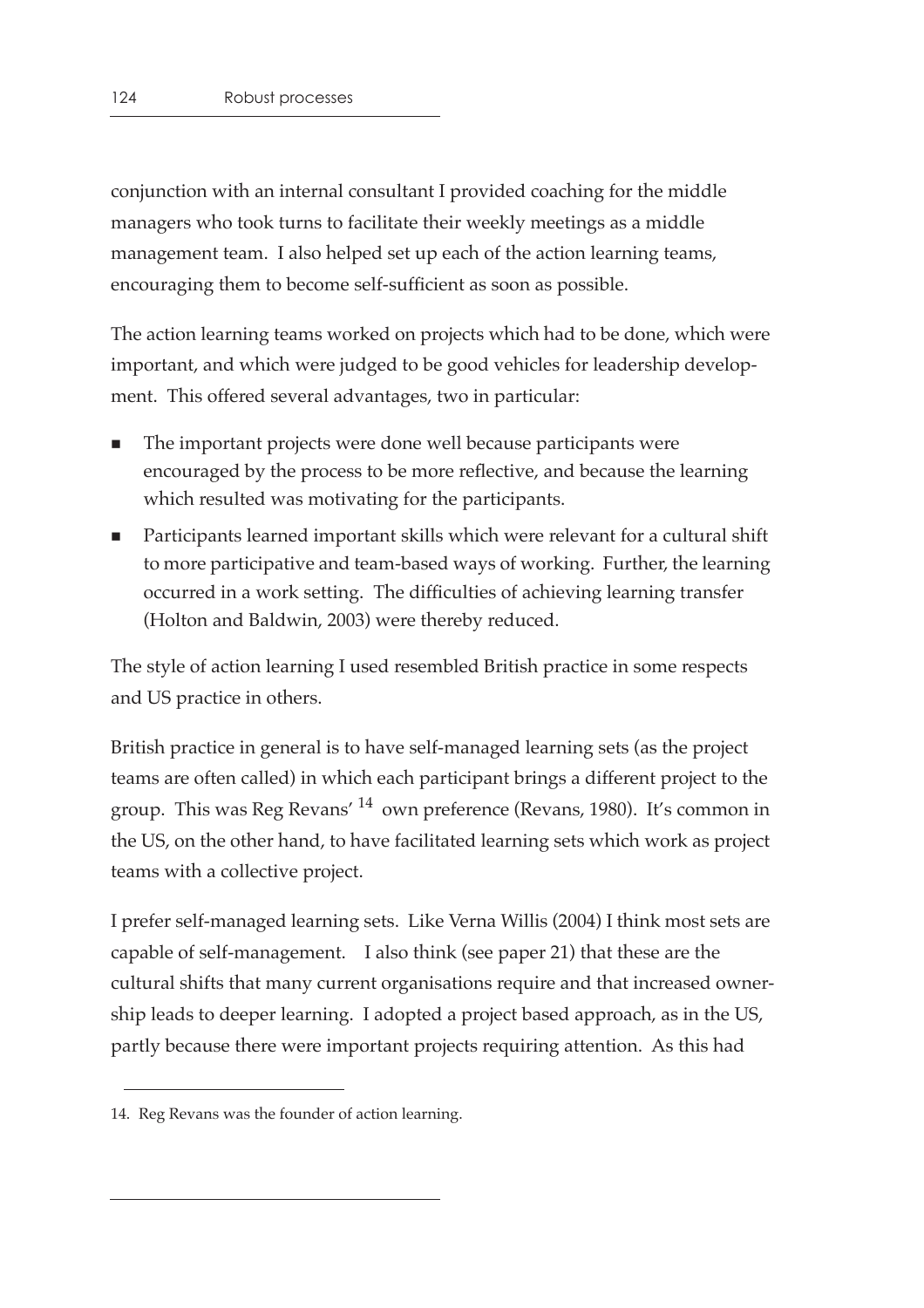conjunction with an internal consultant I provided coaching for the middle managers who took turns to facilitate their weekly meetings as a middle management team. I also helped set up each of the action learning teams, encouraging them to become self-sufficient as soon as possible.

The action learning teams worked on projects which had to be done, which were important, and which were judged to be good vehicles for leadership development. This offered several advantages, two in particular:

- The important projects were done well because participants were encouraged by the process to be more reflective, and because the learning which resulted was motivating for the participants.
- Participants learned important skills which were relevant for a cultural shift to more participative and team-based ways of working. Further, the learning occurred in a work setting. The difficulties of achieving learning transfer (Holton and Baldwin, 2003) were thereby reduced.

The style of action learning I used resembled British practice in some respects and US practice in others.

British practice in general is to have self-managed learning sets (as the project teams are often called) in which each participant brings a different project to the group. This was Reg Revans'[14] own preference (Revans, 1980). It's common in the US, on the other hand, to have facilitated learning sets which work as project teams with a collective project.

I prefer self-managed learning sets. Like Verna Willis (2004) I think most sets are capable of self-management. I also think (see paper 21) that these are the cultural shifts that many current organisations require and that increased ownership leads to deeper learning. I adopted a project based approach, as in the US, partly because there were important projects requiring attention. As this had

14. Reg Revans was the founder of action learning.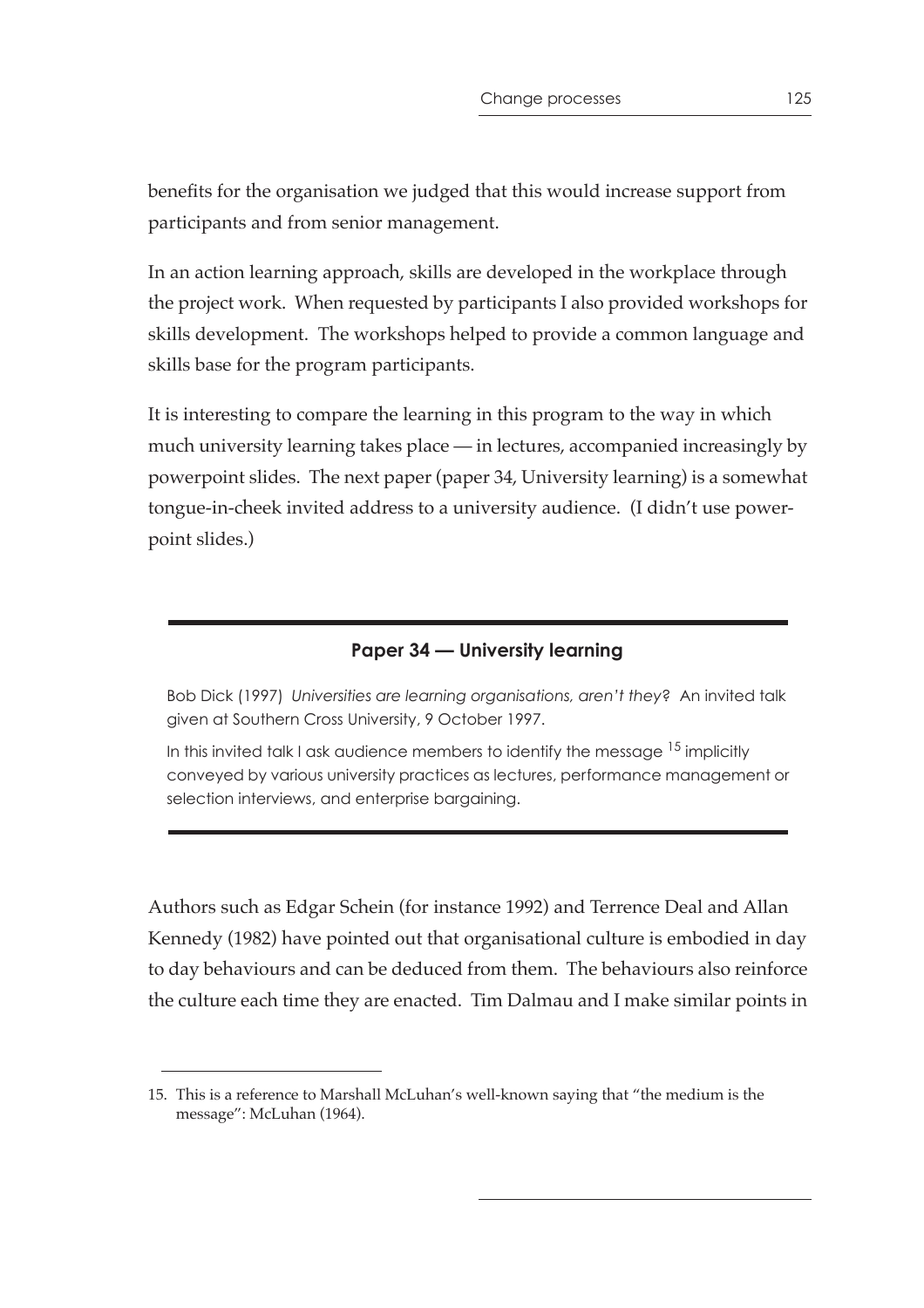benefits for the organisation we judged that this would increase support from participants and from senior management.

In an action learning approach, skills are developed in the workplace through the project work. When requested by participants I also provided workshops for skills development. The workshops helped to provide a common language and skills base for the program participants.

It is interesting to compare the learning in this program to the way in which much university learning takes place — in lectures, accompanied increasingly by powerpoint slides. The next paper (paper 34, University learning) is a somewhat tongue-in-cheek invited address to a university audience. (I didn't use powerpoint slides.)

---

### Paper 34 — University learning

Bob Dick (1997) *Universities are learning organisations, aren't they?* An invited talk given at Southern Cross University, 9 October 1997.

In this invited talk I ask audience members to identify the message [15] implicitly conveyed by various university practices as lectures, performance management or selection interviews, and enterprise bargaining.

---

Authors such as Edgar Schein (for instance 1992) and Terrence Deal and Allan Kennedy (1982) have pointed out that organisational culture is embodied in day to day behaviours and can be deduced from them. The behaviours also reinforce the culture each time they are enacted. Tim Dalmau and I make similar points in

15. This is a reference to Marshall McLuhan's well-known saying that "the medium is the message": McLuhan (1964).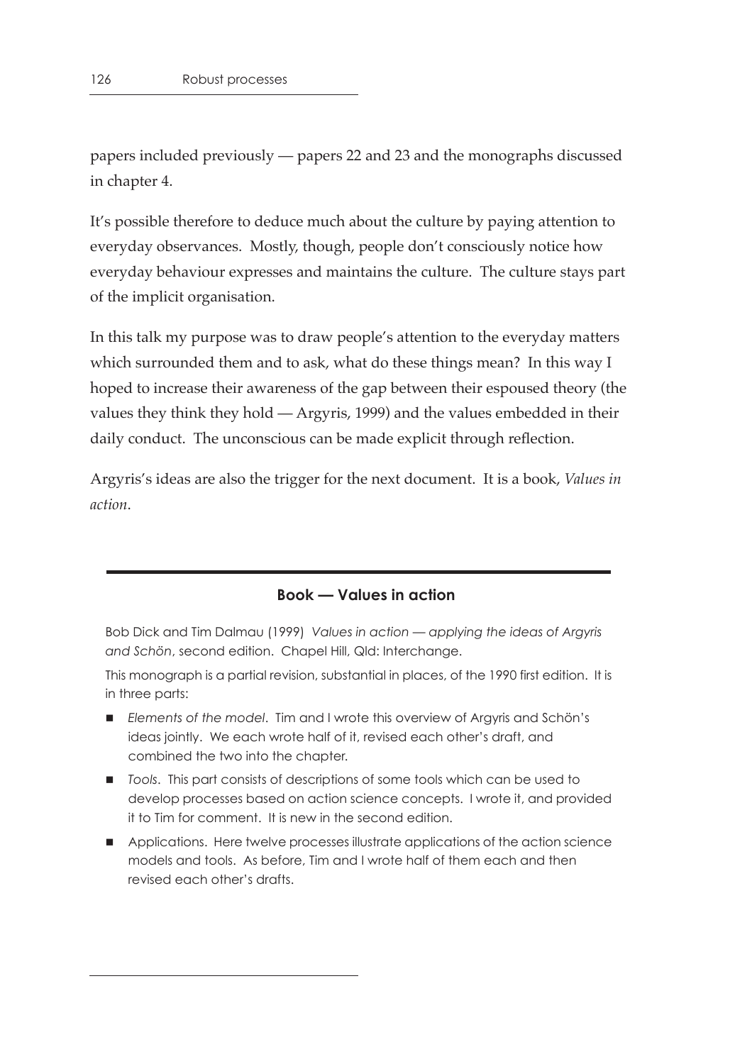papers included previously — papers 22 and 23 and the monographs discussed in chapter 4.

It's possible therefore to deduce much about the culture by paying attention to everyday observances. Mostly, though, people don't consciously notice how everyday behaviour expresses and maintains the culture. The culture stays part of the implicit organisation.

In this talk my purpose was to draw people's attention to the everyday matters which surrounded them and to ask, what do these things mean? In this way I hoped to increase their awareness of the gap between their espoused theory (the values they think they hold — Argyris, 1999) and the values embedded in their daily conduct. The unconscious can be made explicit through reflection.

Argyris's ideas are also the trigger for the next document. It is a book, *Values in action*.

---

### Book — Values in action

Bob Dick and Tim Dalmau (1999) *Values in action — applying the ideas of Argyris and Schön*, second edition. Chapel Hill, Qld: Interchange.

This monograph is a partial revision, substantial in places, of the 1990 first edition. It is in three parts:

- *Elements of the model*. Tim and I wrote this overview of Argyris and Schön's ideas jointly. We each wrote half of it, revised each other's draft, and combined the two into the chapter.
- *Tools*. This part consists of descriptions of some tools which can be used to develop processes based on action science concepts. I wrote it, and provided it to Tim for comment. It is new in the second edition.
- Applications. Here twelve processes illustrate applications of the action science models and tools. As before, Tim and I wrote half of them each and then revised each other's drafts.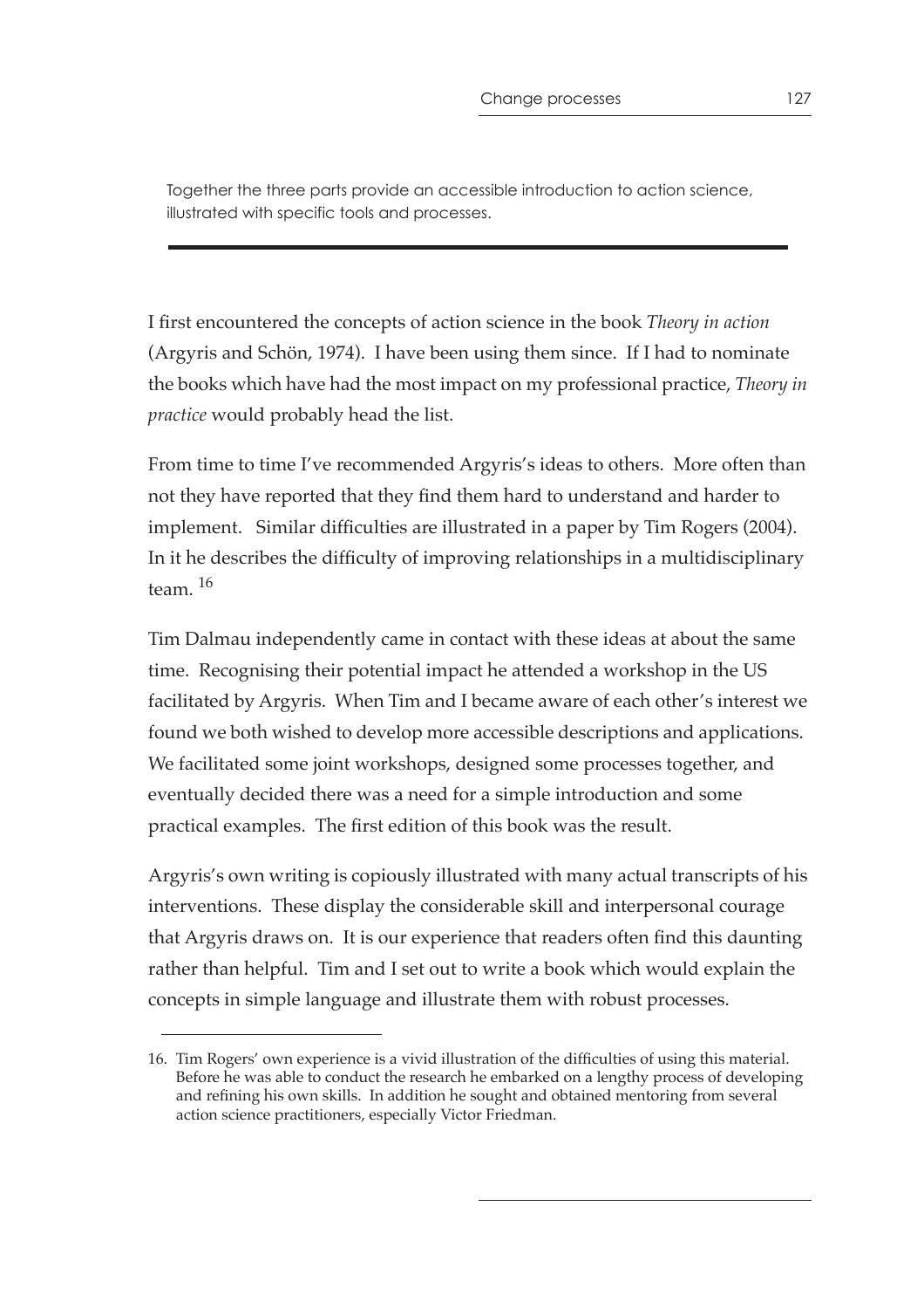Together the three parts provide an accessible introduction to action science, illustrated with specific tools and processes.

---

I first encountered the concepts of action science in the book *Theory in action* (Argyris and Schön, 1974). I have been using them since. If I had to nominate the books which have had the most impact on my professional practice, *Theory in practice* would probably head the list.

From time to time I've recommended Argyris's ideas to others. More often than not they have reported that they find them hard to understand and harder to implement. Similar difficulties are illustrated in a paper by Tim Rogers (2004). In it he describes the difficulty of improving relationships in a multidisciplinary team. [16]

Tim Dalmau independently came in contact with these ideas at about the same time. Recognising their potential impact he attended a workshop in the US facilitated by Argyris. When Tim and I became aware of each other's interest we found we both wished to develop more accessible descriptions and applications. We facilitated some joint workshops, designed some processes together, and eventually decided there was a need for a simple introduction and some practical examples. The first edition of this book was the result.

Argyris's own writing is copiously illustrated with many actual transcripts of his interventions. These display the considerable skill and interpersonal courage that Argyris draws on. It is our experience that readers often find this daunting rather than helpful. Tim and I set out to write a book which would explain the concepts in simple language and illustrate them with robust processes.

---

16. Tim Rogers' own experience is a vivid illustration of the difficulties of using this material. Before he was able to conduct the research he embarked on a lengthy process of developing and refining his own skills. In addition he sought and obtained mentoring from several action science practitioners, especially Victor Friedman.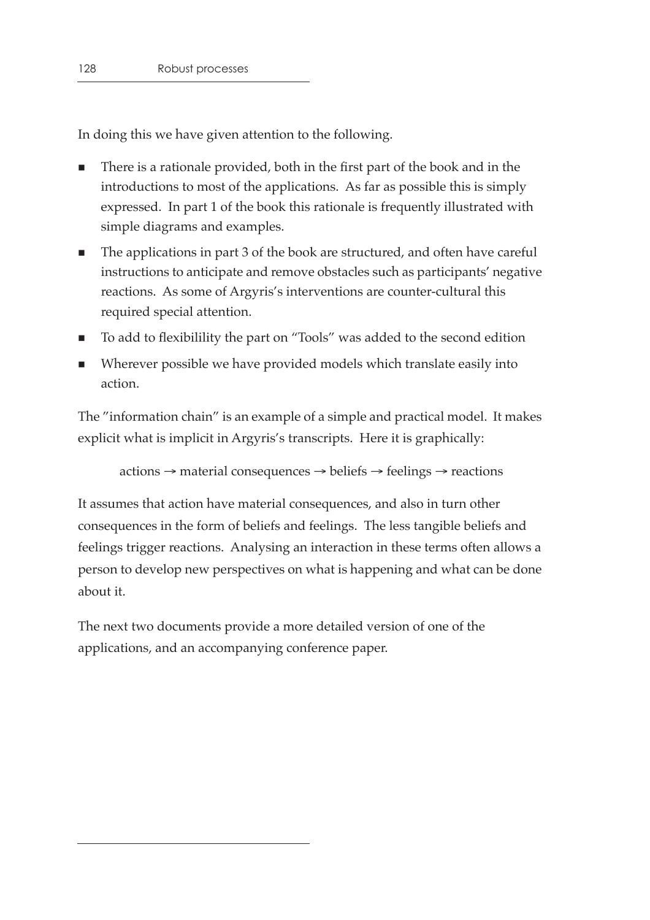In doing this we have given attention to the following.

- There is a rationale provided, both in the first part of the book and in the introductions to most of the applications. As far as possible this is simply expressed. In part 1 of the book this rationale is frequently illustrated with simple diagrams and examples.
- The applications in part 3 of the book are structured, and often have careful instructions to anticipate and remove obstacles such as participants' negative reactions. As some of Argyris's interventions are counter-cultural this required special attention.
- To add to flexibilility the part on "Tools" was added to the second edition
- Wherever possible we have provided models which translate easily into action.

The "information chain" is an example of a simple and practical model. It makes explicit what is implicit in Argyris's transcripts. Here it is graphically:

actions → material consequences → beliefs → feelings → reactions

It assumes that action have material consequences, and also in turn other consequences in the form of beliefs and feelings. The less tangible beliefs and feelings trigger reactions. Analysing an interaction in these terms often allows a person to develop new perspectives on what is happening and what can be done about it.

The next two documents provide a more detailed version of one of the applications, and an accompanying conference paper.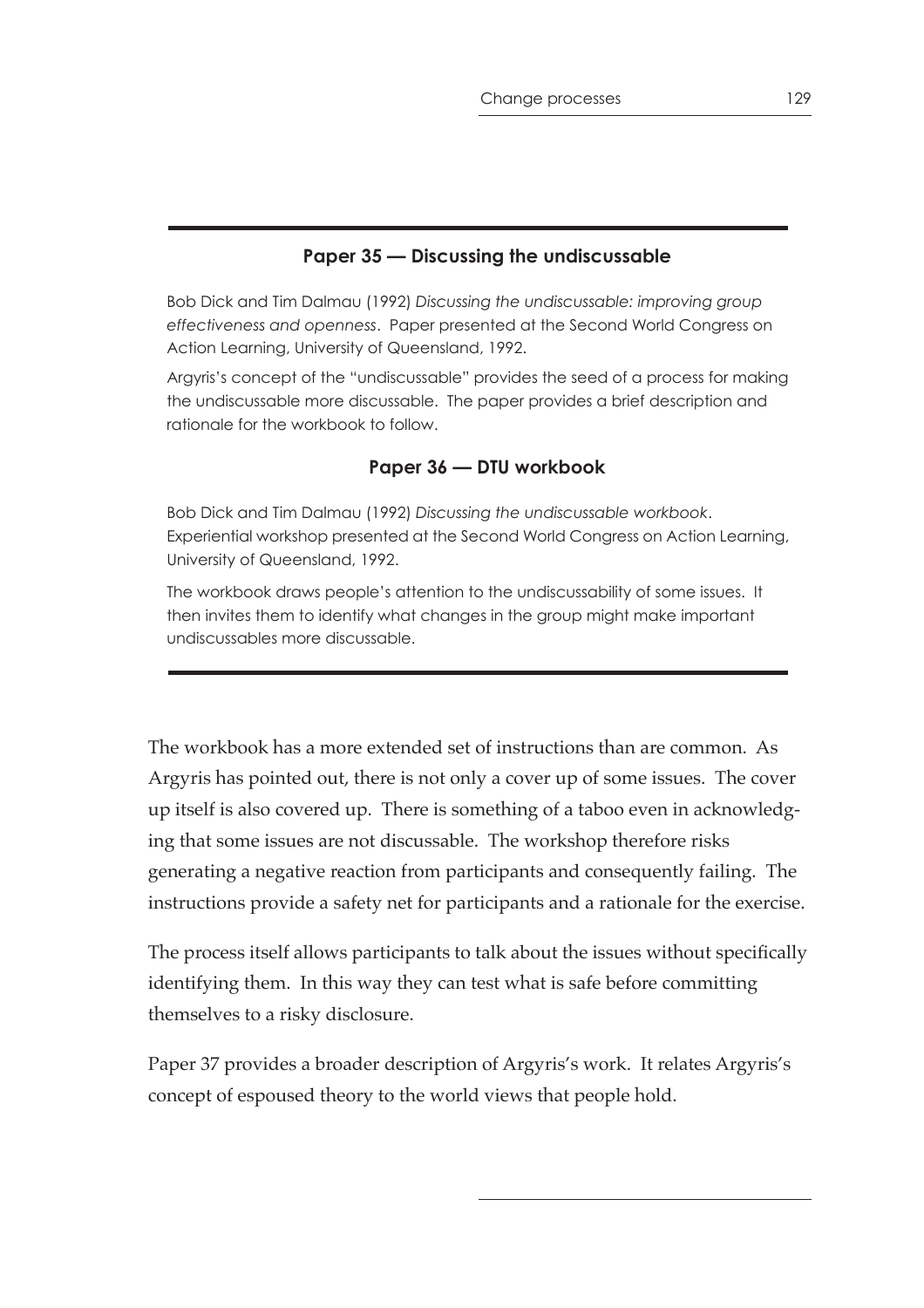### Paper 35 — Discussing the undiscussable

Bob Dick and Tim Dalmau (1992) *Discussing the undiscussable: improving group effectiveness and openness*. Paper presented at the Second World Congress on Action Learning, University of Queensland, 1992.

Argyris's concept of the "undiscussable" provides the seed of a process for making the undiscussable more discussable. The paper provides a brief description and rationale for the workbook to follow.

### Paper 36 — DTU workbook

Bob Dick and Tim Dalmau (1992) *Discussing the undiscussable workbook*. Experiential workshop presented at the Second World Congress on Action Learning, University of Queensland, 1992.

The workbook draws people's attention to the undiscussability of some issues. It then invites them to identify what changes in the group might make important undiscussables more discussable.

---

The workbook has a more extended set of instructions than are common. As Argyris has pointed out, there is not only a cover up of some issues. The cover up itself is also covered up. There is something of a taboo even in acknowledging that some issues are not discussable. The workshop therefore risks generating a negative reaction from participants and consequently failing. The instructions provide a safety net for participants and a rationale for the exercise.

The process itself allows participants to talk about the issues without specifically identifying them. In this way they can test what is safe before committing themselves to a risky disclosure.

Paper 37 provides a broader description of Argyris's work. It relates Argyris's concept of espoused theory to the world views that people hold.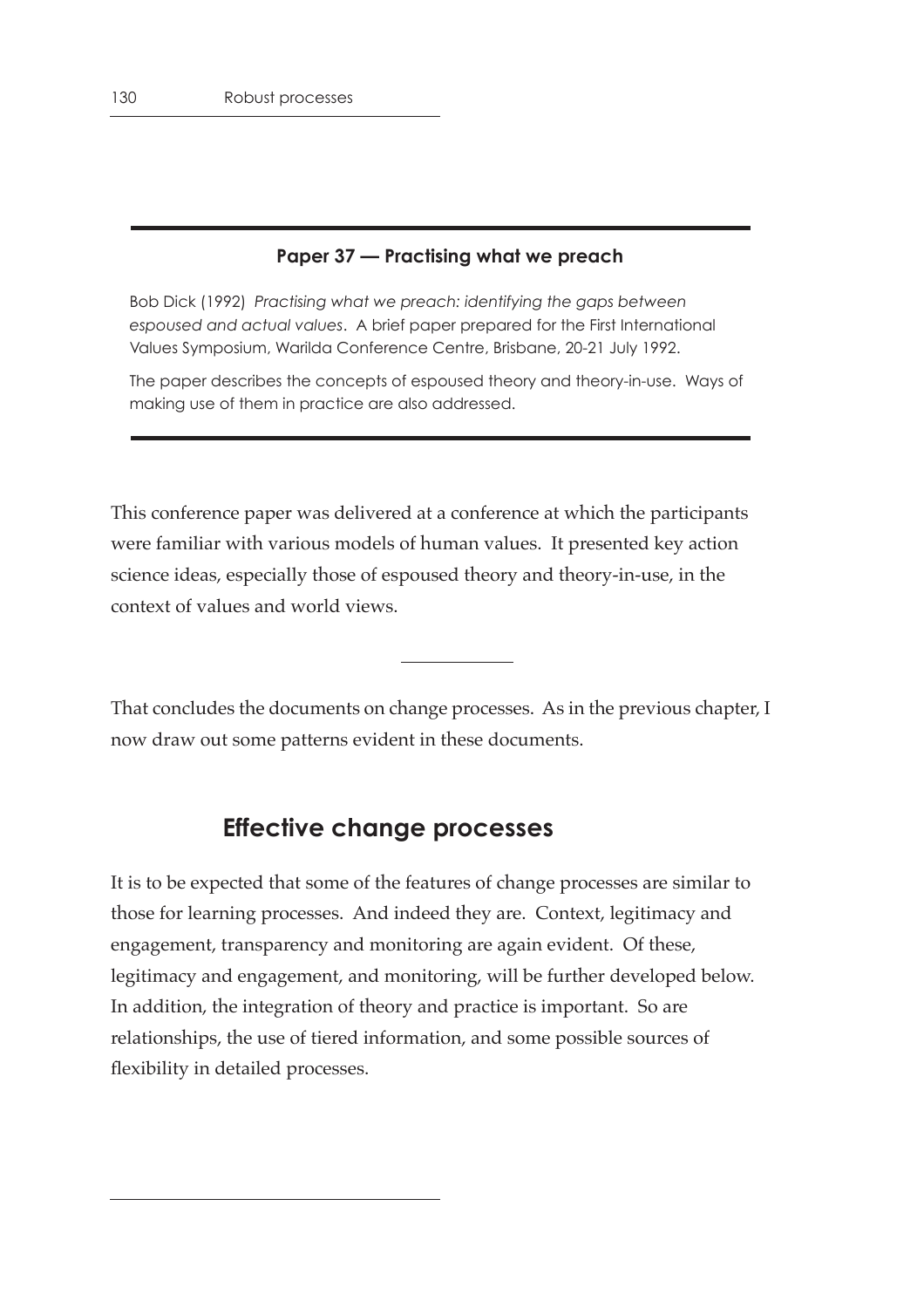**Paper 37 — Practising what we preach**

Bob Dick (1992) *Practising what we preach: identifying the gaps between espoused and actual values*. A brief paper prepared for the First International Values Symposium, Warilda Conference Centre, Brisbane, 20-21 July 1992.

The paper describes the concepts of espoused theory and theory-in-use. Ways of making use of them in practice are also addressed.

---

This conference paper was delivered at a conference at which the participants were familiar with various models of human values. It presented key action science ideas, especially those of espoused theory and theory-in-use, in the context of values and world views.

---

That concludes the documents on change processes. As in the previous chapter, I now draw out some patterns evident in these documents.

## Effective change processes

It is to be expected that some of the features of change processes are similar to those for learning processes. And indeed they are. Context, legitimacy and engagement, transparency and monitoring are again evident. Of these, legitimacy and engagement, and monitoring, will be further developed below. In addition, the integration of theory and practice is important. So are relationships, the use of tiered information, and some possible sources of flexibility in detailed processes.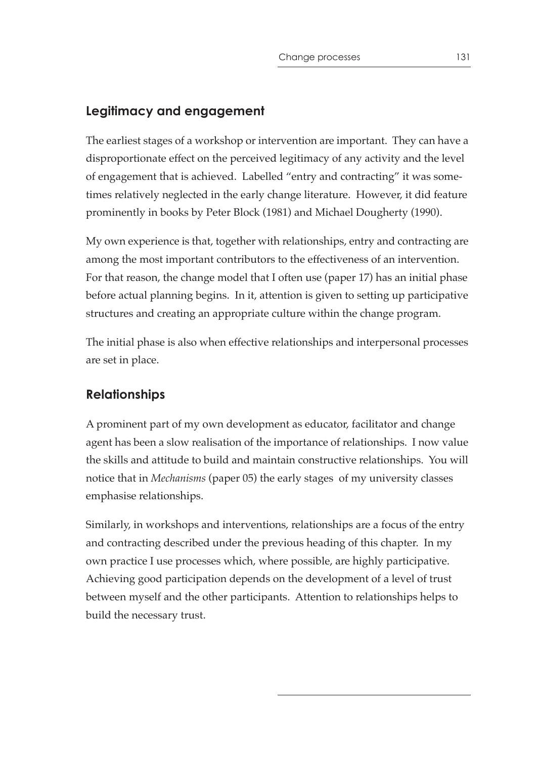## Legitimacy and engagement

The earliest stages of a workshop or intervention are important. They can have a disproportionate effect on the perceived legitimacy of any activity and the level of engagement that is achieved. Labelled "entry and contracting" it was sometimes relatively neglected in the early change literature. However, it did feature prominently in books by Peter Block (1981) and Michael Dougherty (1990).

My own experience is that, together with relationships, entry and contracting are among the most important contributors to the effectiveness of an intervention. For that reason, the change model that I often use (paper 17) has an initial phase before actual planning begins. In it, attention is given to setting up participative structures and creating an appropriate culture within the change program.

The initial phase is also when effective relationships and interpersonal processes are set in place.

## Relationships

A prominent part of my own development as educator, facilitator and change agent has been a slow realisation of the importance of relationships. I now value the skills and attitude to build and maintain constructive relationships. You will notice that in *Mechanisms* (paper 05) the early stages of my university classes emphasise relationships.

Similarly, in workshops and interventions, relationships are a focus of the entry and contracting described under the previous heading of this chapter. In my own practice I use processes which, where possible, are highly participative. Achieving good participation depends on the development of a level of trust between myself and the other participants. Attention to relationships helps to build the necessary trust.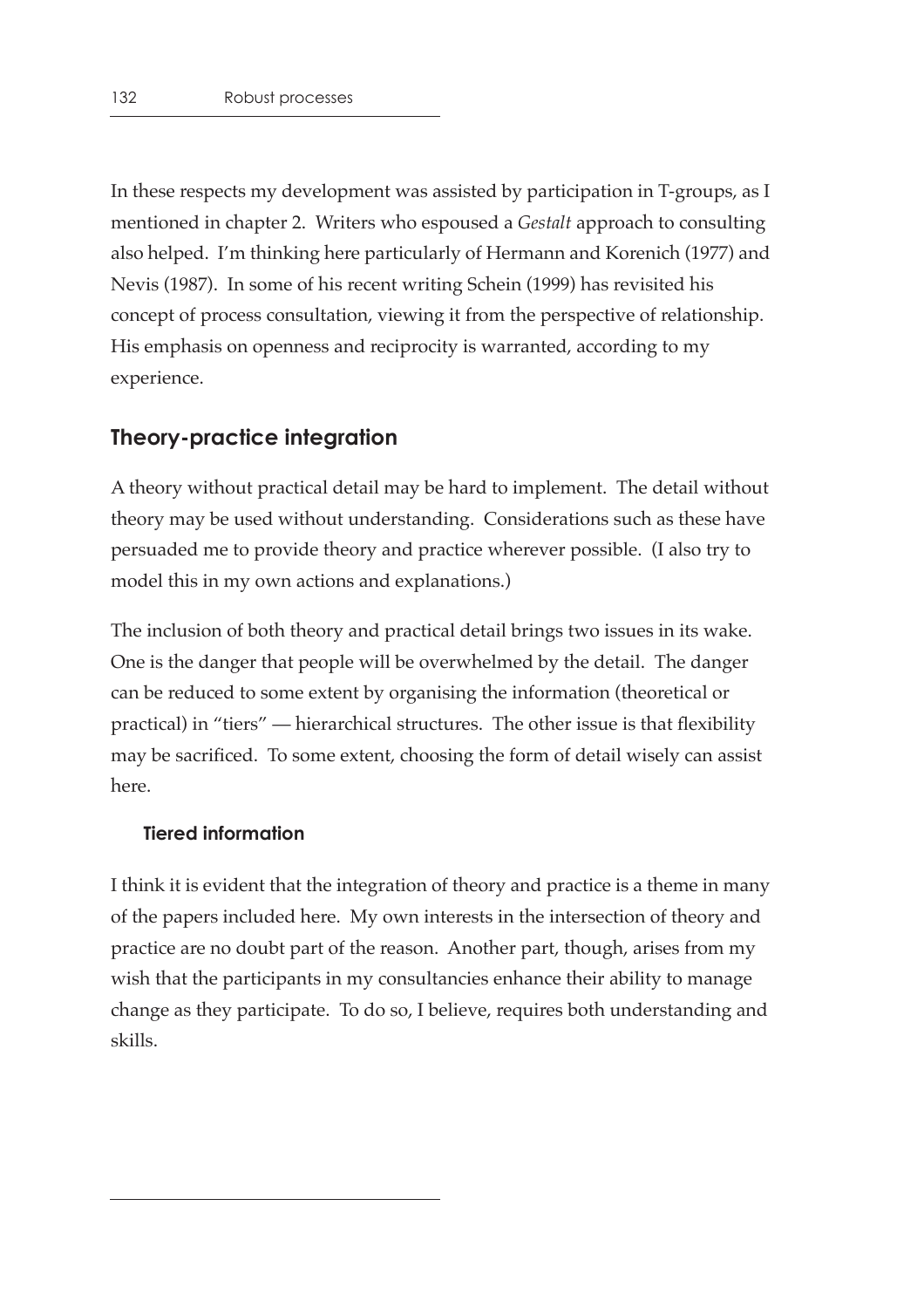In these respects my development was assisted by participation in T-groups, as I mentioned in chapter 2. Writers who espoused a *Gestalt* approach to consulting also helped. I'm thinking here particularly of Hermann and Korenich (1977) and Nevis (1987). In some of his recent writing Schein (1999) has revisited his concept of process consultation, viewing it from the perspective of relationship. His emphasis on openness and reciprocity is warranted, according to my experience.

## Theory-practice integration

A theory without practical detail may be hard to implement. The detail without theory may be used without understanding. Considerations such as these have persuaded me to provide theory and practice wherever possible. (I also try to model this in my own actions and explanations.)

The inclusion of both theory and practical detail brings two issues in its wake. One is the danger that people will be overwhelmed by the detail. The danger can be reduced to some extent by organising the information (theoretical or practical) in "tiers" — hierarchical structures. The other issue is that flexibility may be sacrificed. To some extent, choosing the form of detail wisely can assist here.

### Tiered information

I think it is evident that the integration of theory and practice is a theme in many of the papers included here. My own interests in the intersection of theory and practice are no doubt part of the reason. Another part, though, arises from my wish that the participants in my consultancies enhance their ability to manage change as they participate. To do so, I believe, requires both understanding and skills.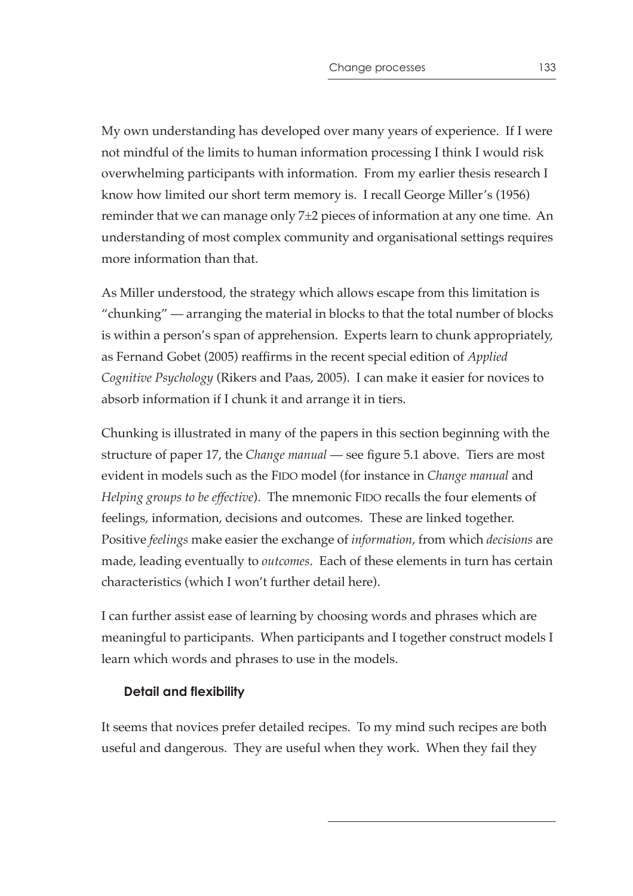My own understanding has developed over many years of experience. If I were not mindful of the limits to human information processing I think I would risk overwhelming participants with information. From my earlier thesis research I know how limited our short term memory is. I recall George Miller's (1956) reminder that we can manage only 7±2 pieces of information at any one time. An understanding of most complex community and organisational settings requires more information than that.

As Miller understood, the strategy which allows escape from this limitation is "chunking" — arranging the material in blocks to that the total number of blocks is within a person's span of apprehension. Experts learn to chunk appropriately, as Fernand Gobet (2005) reaffirms in the recent special edition of *Applied Cognitive Psychology* (Rikers and Paas, 2005). I can make it easier for novices to absorb information if I chunk it and arrange it in tiers.

Chunking is illustrated in many of the papers in this section beginning with the structure of paper 17, the *Change manual* — see figure 5.1 above. Tiers are most evident in models such as the FIDO model (for instance in *Change manual* and *Helping groups to be effective*). The mnemonic FIDO recalls the four elements of feelings, information, decisions and outcomes. These are linked together. Positive *feelings* make easier the exchange of *information*, from which *decisions* are made, leading eventually to *outcomes*. Each of these elements in turn has certain characteristics (which I won't further detail here).

I can further assist ease of learning by choosing words and phrases which are meaningful to participants. When participants and I together construct models I learn which words and phrases to use in the models.

### Detail and flexibility

It seems that novices prefer detailed recipes. To my mind such recipes are both useful and dangerous. They are useful when they work. When they fail they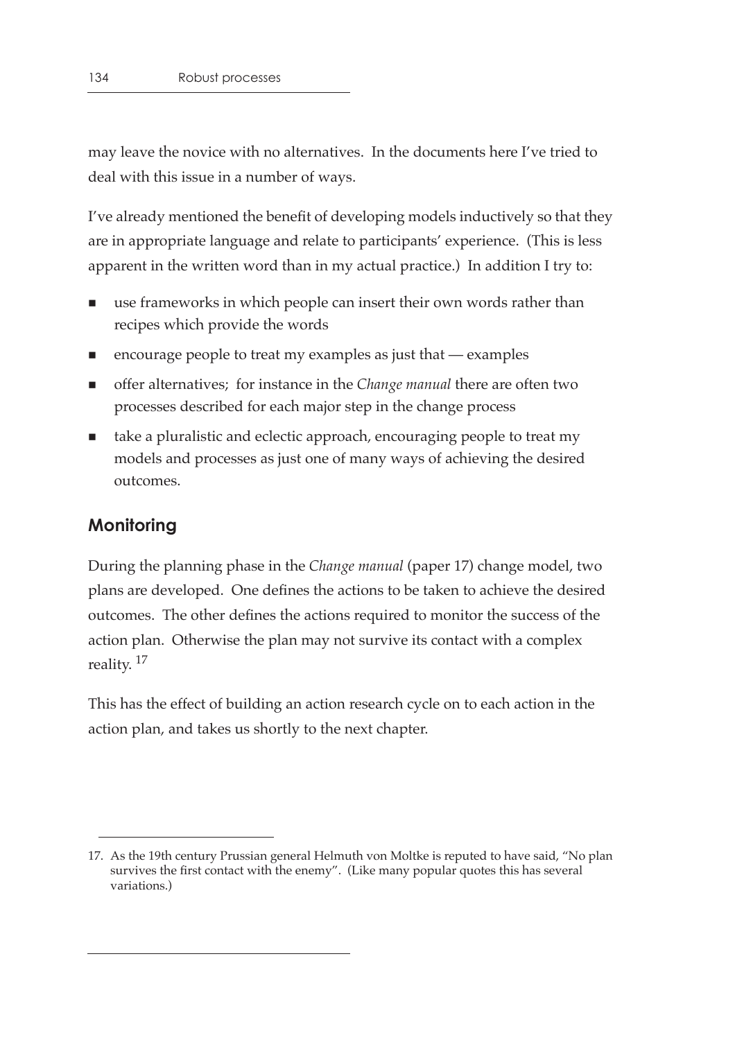may leave the novice with no alternatives. In the documents here I've tried to deal with this issue in a number of ways.

I've already mentioned the benefit of developing models inductively so that they are in appropriate language and relate to participants' experience. (This is less apparent in the written word than in my actual practice.) In addition I try to:

- use frameworks in which people can insert their own words rather than recipes which provide the words
- encourage people to treat my examples as just that — examples
- offer alternatives; for instance in the *Change manual* there are often two processes described for each major step in the change process
- take a pluralistic and eclectic approach, encouraging people to treat my models and processes as just one of many ways of achieving the desired outcomes.

## Monitoring

During the planning phase in the *Change manual* (paper 17) change model, two plans are developed. One defines the actions to be taken to achieve the desired outcomes. The other defines the actions required to monitor the success of the action plan. Otherwise the plan may not survive its contact with a complex reality. [17]

This has the effect of building an action research cycle on to each action in the action plan, and takes us shortly to the next chapter.

---

17. As the 19th century Prussian general Helmuth von Moltke is reputed to have said, "No plan survives the first contact with the enemy". (Like many popular quotes this has several variations.)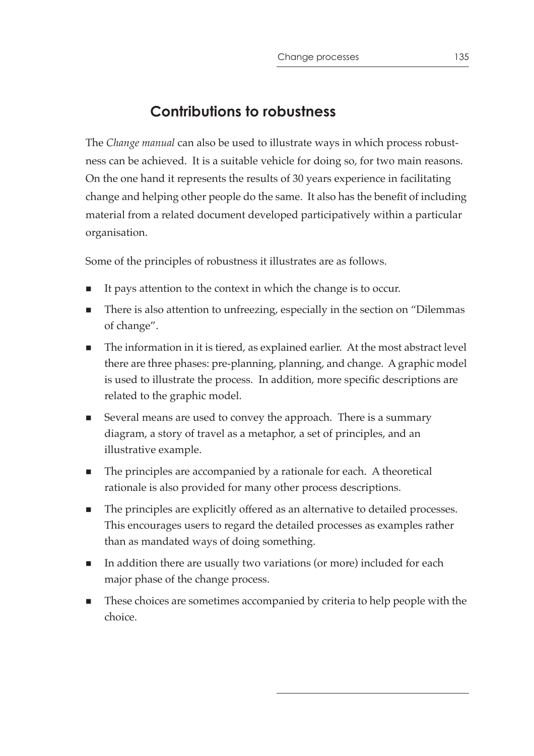## Contributions to robustness

The *Change manual* can also be used to illustrate ways in which process robustness can be achieved. It is a suitable vehicle for doing so, for two main reasons. On the one hand it represents the results of 30 years experience in facilitating change and helping other people do the same. It also has the benefit of including material from a related document developed participatively within a particular organisation.

Some of the principles of robustness it illustrates are as follows.

- It pays attention to the context in which the change is to occur.
- There is also attention to unfreezing, especially in the section on "Dilemmas of change".
- The information in it is tiered, as explained earlier. At the most abstract level there are three phases: pre-planning, planning, and change. A graphic model is used to illustrate the process. In addition, more specific descriptions are related to the graphic model.
- Several means are used to convey the approach. There is a summary diagram, a story of travel as a metaphor, a set of principles, and an illustrative example.
- The principles are accompanied by a rationale for each. A theoretical rationale is also provided for many other process descriptions.
- The principles are explicitly offered as an alternative to detailed processes. This encourages users to regard the detailed processes as examples rather than as mandated ways of doing something.
- In addition there are usually two variations (or more) included for each major phase of the change process.
- These choices are sometimes accompanied by criteria to help people with the choice.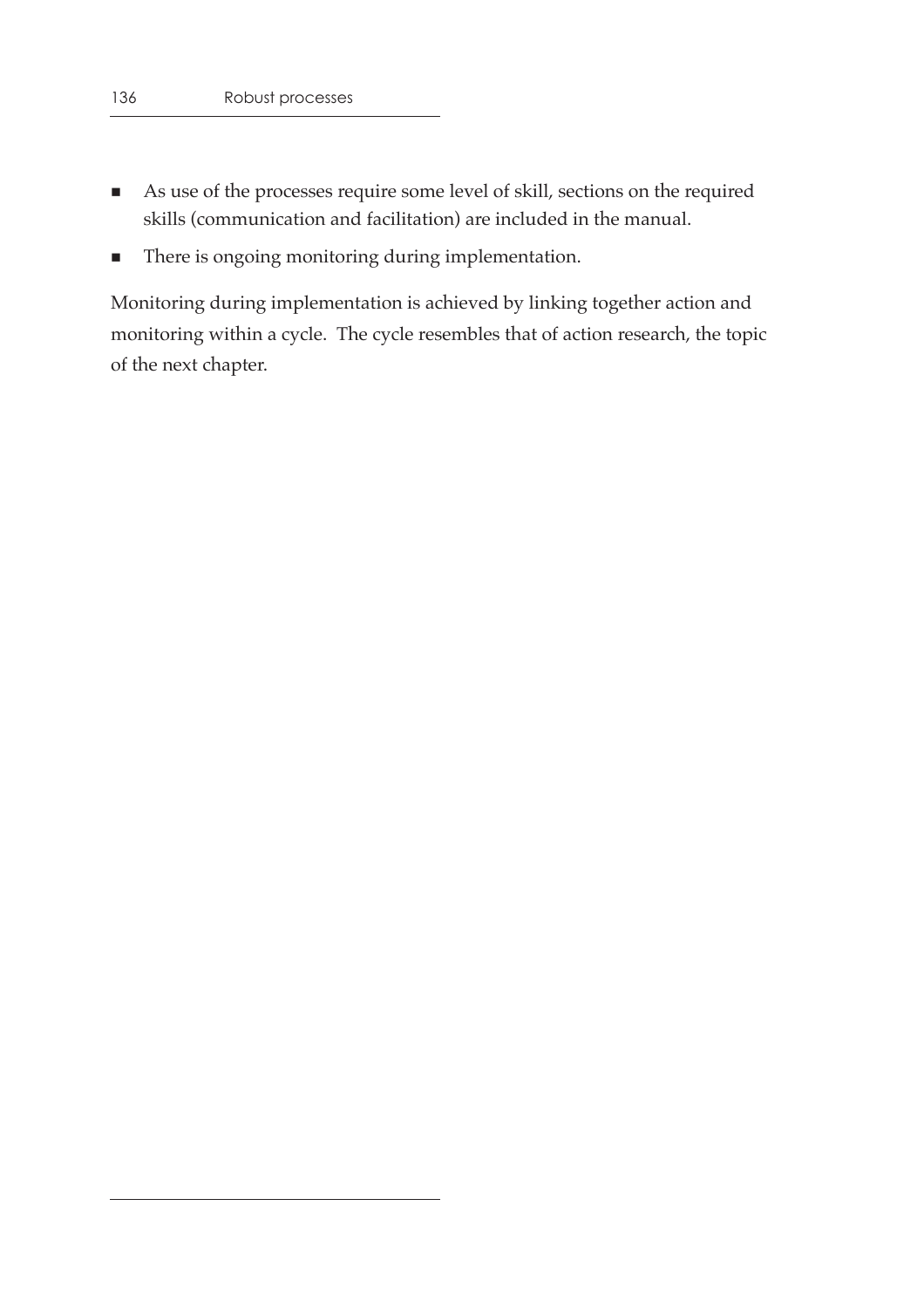- As use of the processes require some level of skill, sections on the required skills (communication and facilitation) are included in the manual.
- There is ongoing monitoring during implementation.

Monitoring during implementation is achieved by linking together action and monitoring within a cycle. The cycle resembles that of action research, the topic of the next chapter.